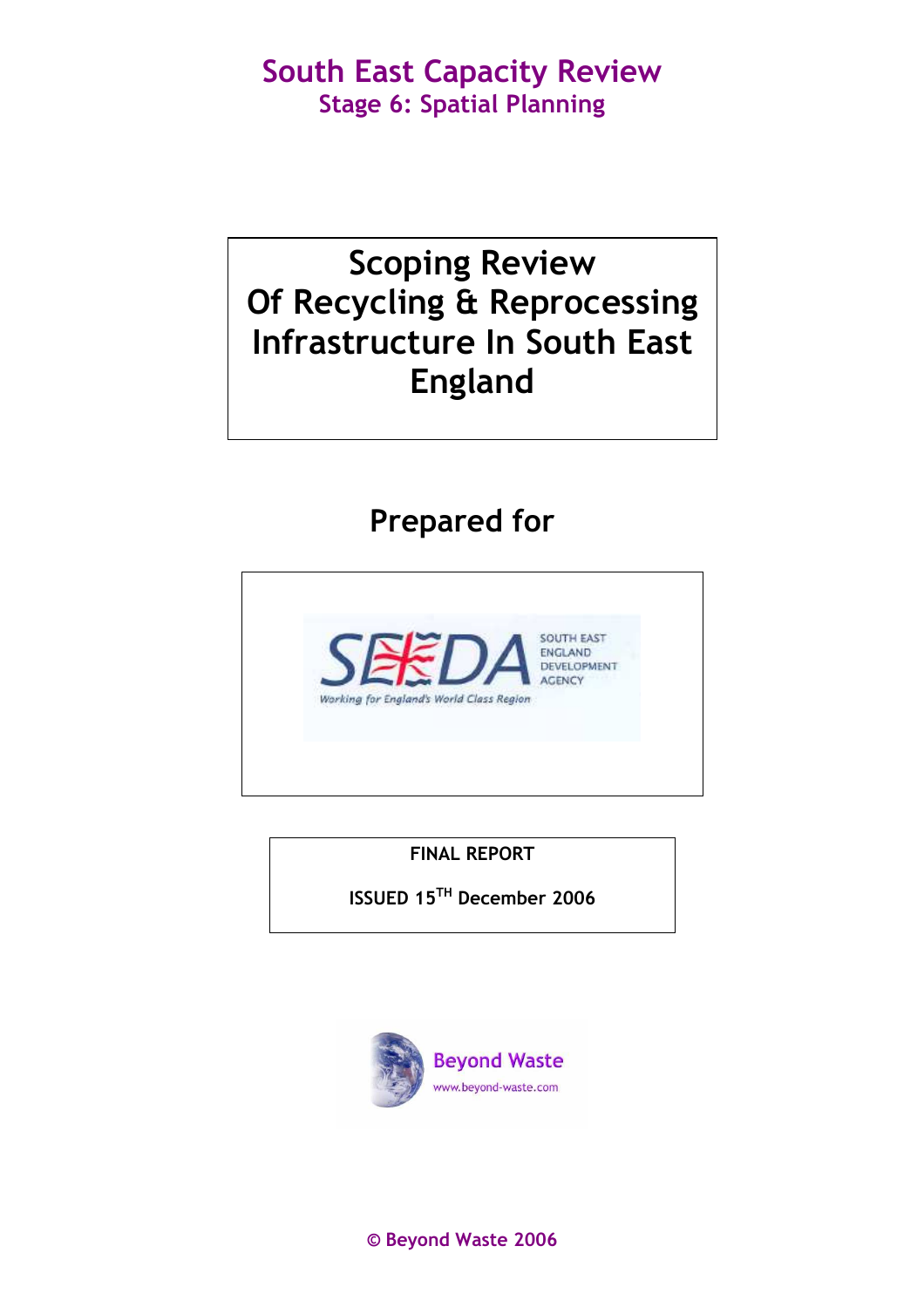# South East Capacity Review

## Stage 6: Spatial Planning

# Scoping Review Of Recycling & Reprocessing Infrastructure In South East England

## Prepared for

SEEDA

SOUTH EAST ENGLAND DEVELOPMENT AGENCY

*Working for England's World Class Region*

**FINAL REPORT**

**ISSUED 15TH December 2006**

Beyond Waste

www.beyond-waste.com

© Beyond Waste 2006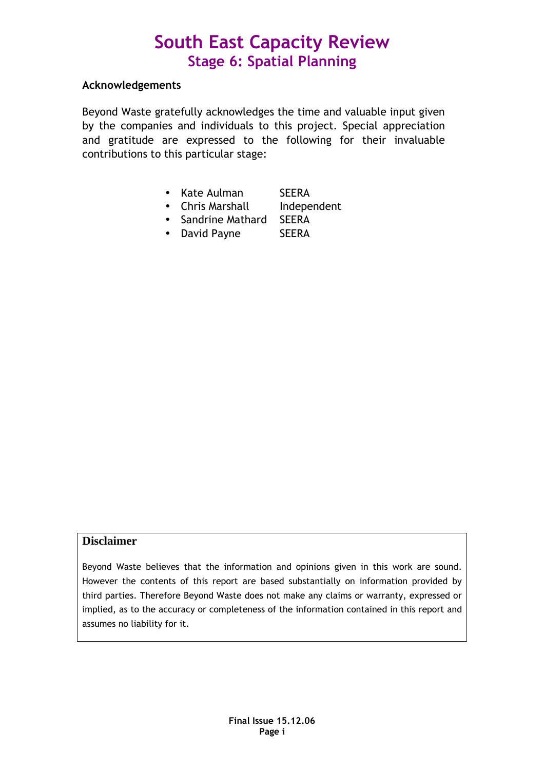# South East Capacity Review
## Stage 6: Spatial Planning

**Acknowledgements**

Beyond Waste gratefully acknowledges the time and valuable input given by the companies and individuals to this project. Special appreciation and gratitude are expressed to the following for their invaluable contributions to this particular stage:

- Kate Aulman SEERA
- Chris Marshall Independent
- Sandrine Mathard SEERA
- David Payne SEERA

**Disclaimer**

Beyond Waste believes that the information and opinions given in this work are sound. However the contents of this report are based substantially on information provided by third parties. Therefore Beyond Waste does not make any claims or warranty, expressed or implied, as to the accuracy or completeness of the information contained in this report and assumes no liability for it.

**Final Issue 15.12.06**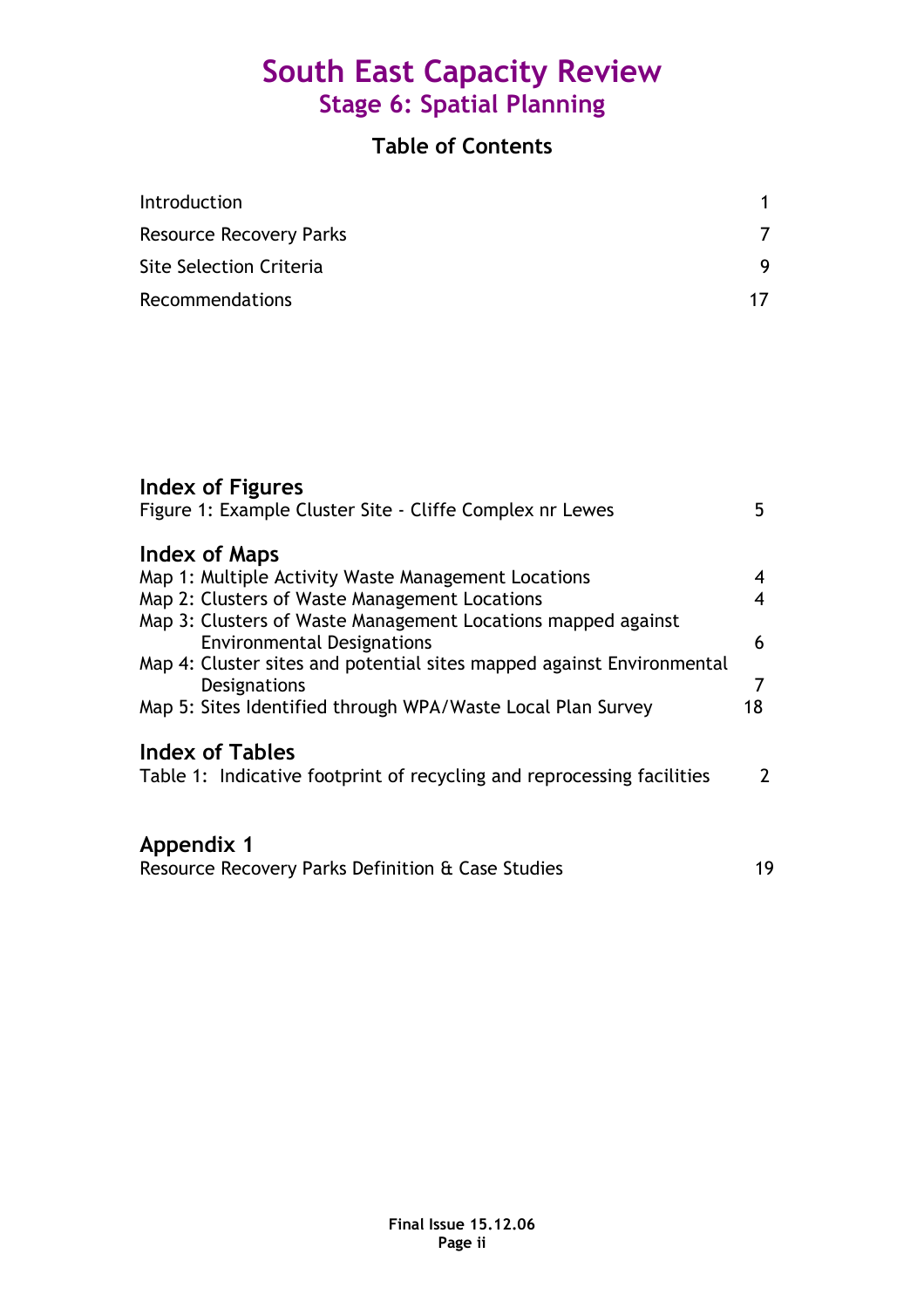# South East Capacity Review
## Stage 6: Spatial Planning

### Table of Contents

| | |
|---|---|
| Introduction | 1 |
| Resource Recovery Parks | 7 |
| Site Selection Criteria | 9 |
| Recommendations | 17 |

### Index of Figures

| | |
|---|---|
| Figure 1: Example Cluster Site - Cliffe Complex nr Lewes | 5 |

### Index of Maps

| | |
|---|---|
| Map 1: Multiple Activity Waste Management Locations | 4 |
| Map 2: Clusters of Waste Management Locations | 4 |
| Map 3: Clusters of Waste Management Locations mapped against Environmental Designations | 6 |
| Map 4: Cluster sites and potential sites mapped against Environmental Designations | 7 |
| Map 5: Sites Identified through WPA/Waste Local Plan Survey | 18 |

### Index of Tables

| | |
|---|---|
| Table 1: Indicative footprint of recycling and reprocessing facilities | 2 |

### Appendix 1

| | |
|---|---|
| Resource Recovery Parks Definition & Case Studies | 19 |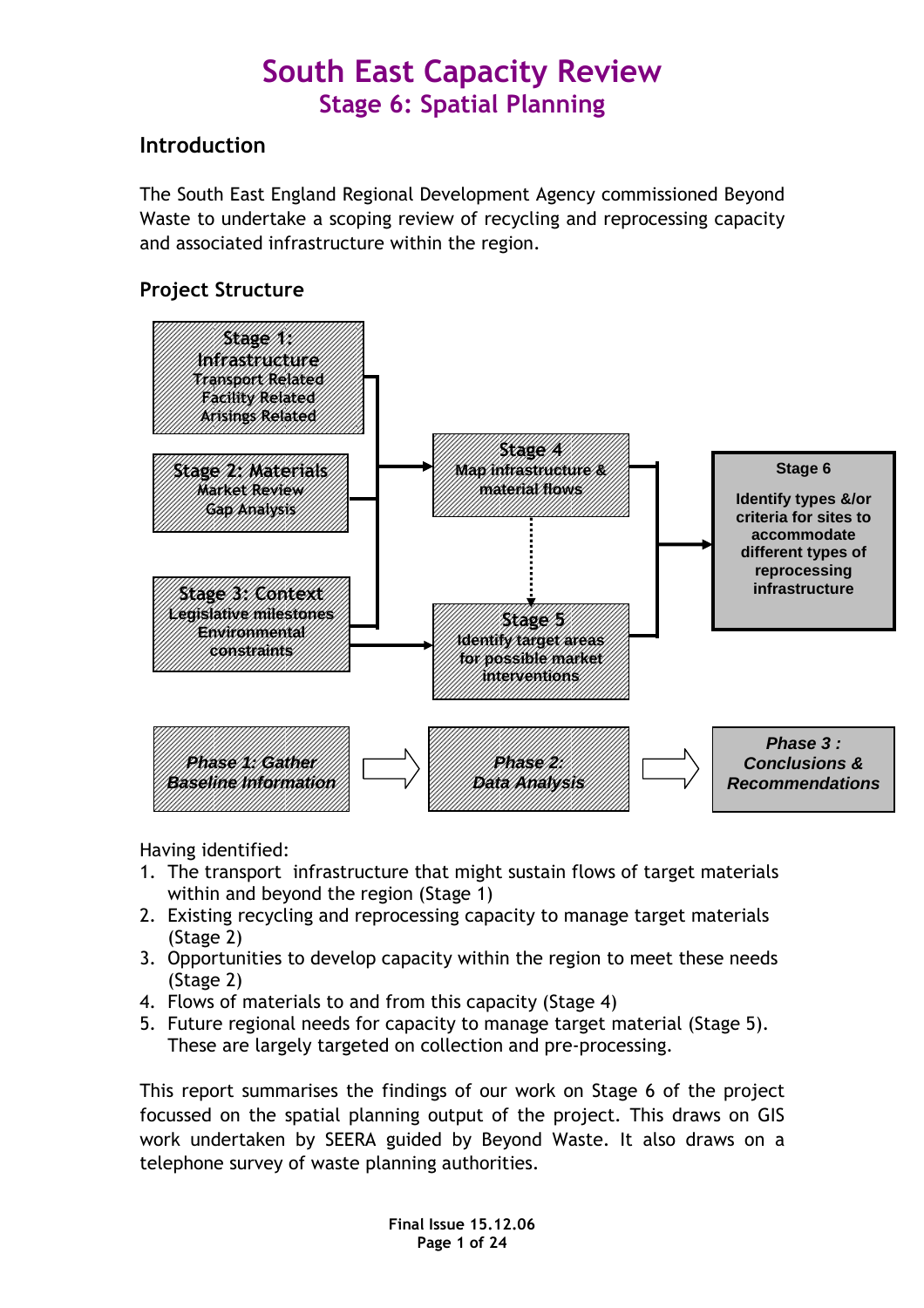# South East Capacity Review
## Stage 6: Spatial Planning

### Introduction

The South East England Regional Development Agency commissioned Beyond Waste to undertake a scoping review of recycling and reprocessing capacity and associated infrastructure within the region.

### Project Structure

**Stage 1: Infrastructure**
Transport Related
Facility Related
Arisings Related

**Stage 2: Materials**
Market Review
Gap Analysis

**Stage 3: Context**
Legislative milestones
Environmental constraints

**Stage 4**
Map infrastructure & material flows

**Stage 5**
Identify target areas for possible market interventions

**Stage 6**
Identify types &/or criteria for sites to accommodate different types of reprocessing infrastructure

*Phase 1: Gather Baseline Information* → *Phase 2: Data Analysis* → *Phase 3 : Conclusions & Recommendations*

Having identified:

1. The transport infrastructure that might sustain flows of target materials within and beyond the region (Stage 1)
2. Existing recycling and reprocessing capacity to manage target materials (Stage 2)
3. Opportunities to develop capacity within the region to meet these needs (Stage 2)
4. Flows of materials to and from this capacity (Stage 4)
5. Future regional needs for capacity to manage target material (Stage 5). These are largely targeted on collection and pre-processing.

This report summarises the findings of our work on Stage 6 of the project focussed on the spatial planning output of the project. This draws on GIS work undertaken by SEERA guided by Beyond Waste. It also draws on a telephone survey of waste planning authorities.

**Final Issue 15.12.06**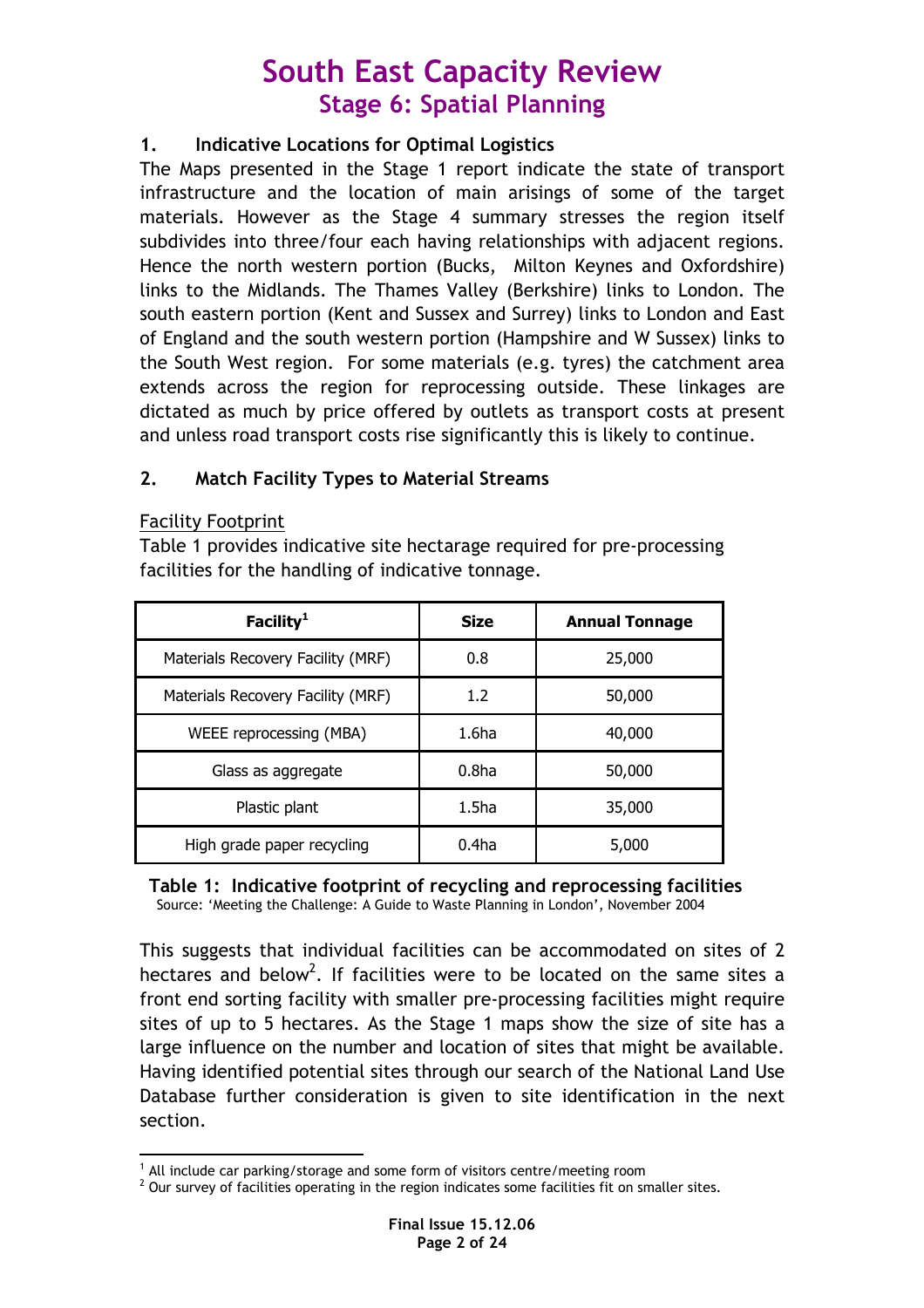# South East Capacity Review
## Stage 6: Spatial Planning

### 1. Indicative Locations for Optimal Logistics

The Maps presented in the Stage 1 report indicate the state of transport infrastructure and the location of main arisings of some of the target materials. However as the Stage 4 summary stresses the region itself subdivides into three/four each having relationships with adjacent regions. Hence the north western portion (Bucks, Milton Keynes and Oxfordshire) links to the Midlands. The Thames Valley (Berkshire) links to London. The south eastern portion (Kent and Sussex and Surrey) links to London and East of England and the south western portion (Hampshire and W Sussex) links to the South West region. For some materials (e.g. tyres) the catchment area extends across the region for reprocessing outside. These linkages are dictated as much by price offered by outlets as transport costs at present and unless road transport costs rise significantly this is likely to continue.

### 2. Match Facility Types to Material Streams

Facility Footprint

Table 1 provides indicative site hectarage required for pre-processing facilities for the handling of indicative tonnage.

| Facility[1] | Size | Annual Tonnage |
|---|---|---|
| Materials Recovery Facility (MRF) | 0.8 | 25,000 |
| Materials Recovery Facility (MRF) | 1.2 | 50,000 |
| WEEE reprocessing (MBA) | 1.6ha | 40,000 |
| Glass as aggregate | 0.8ha | 50,000 |
| Plastic plant | 1.5ha | 35,000 |
| High grade paper recycling | 0.4ha | 5,000 |

**Table 1: Indicative footprint of recycling and reprocessing facilities**
Source: 'Meeting the Challenge: A Guide to Waste Planning in London', November 2004

This suggests that individual facilities can be accommodated on sites of 2 hectares and below[2]. If facilities were to be located on the same sites a front end sorting facility with smaller pre-processing facilities might require sites of up to 5 hectares. As the Stage 1 maps show the size of site has a large influence on the number and location of sites that might be available. Having identified potential sites through our search of the National Land Use Database further consideration is given to site identification in the next section.

[1] All include car parking/storage and some form of visitors centre/meeting room

[2] Our survey of facilities operating in the region indicates some facilities fit on smaller sites.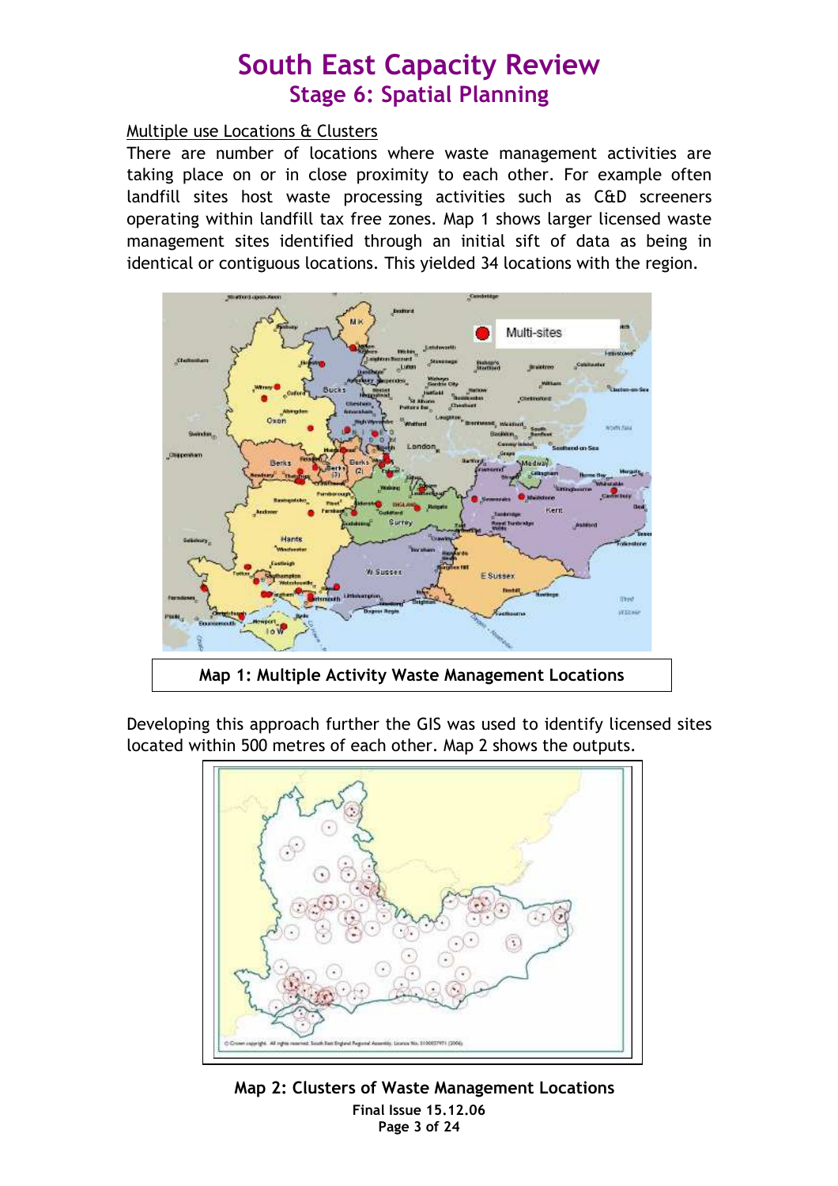# South East Capacity Review
## Stage 6: Spatial Planning

### Multiple use Locations & Clusters

There are number of locations where waste management activities are taking place on or in close proximity to each other. For example often landfill sites host waste processing activities such as C&D screeners operating within landfill tax free zones. Map 1 shows larger licensed waste management sites identified through an initial sift of data as being in identical or contiguous locations. This yielded 34 locations with the region.

**Map 1: Multiple Activity Waste Management Locations**

Developing this approach further the GIS was used to identify licensed sites located within 500 metres of each other. Map 2 shows the outputs.

**Map 2: Clusters of Waste Management Locations**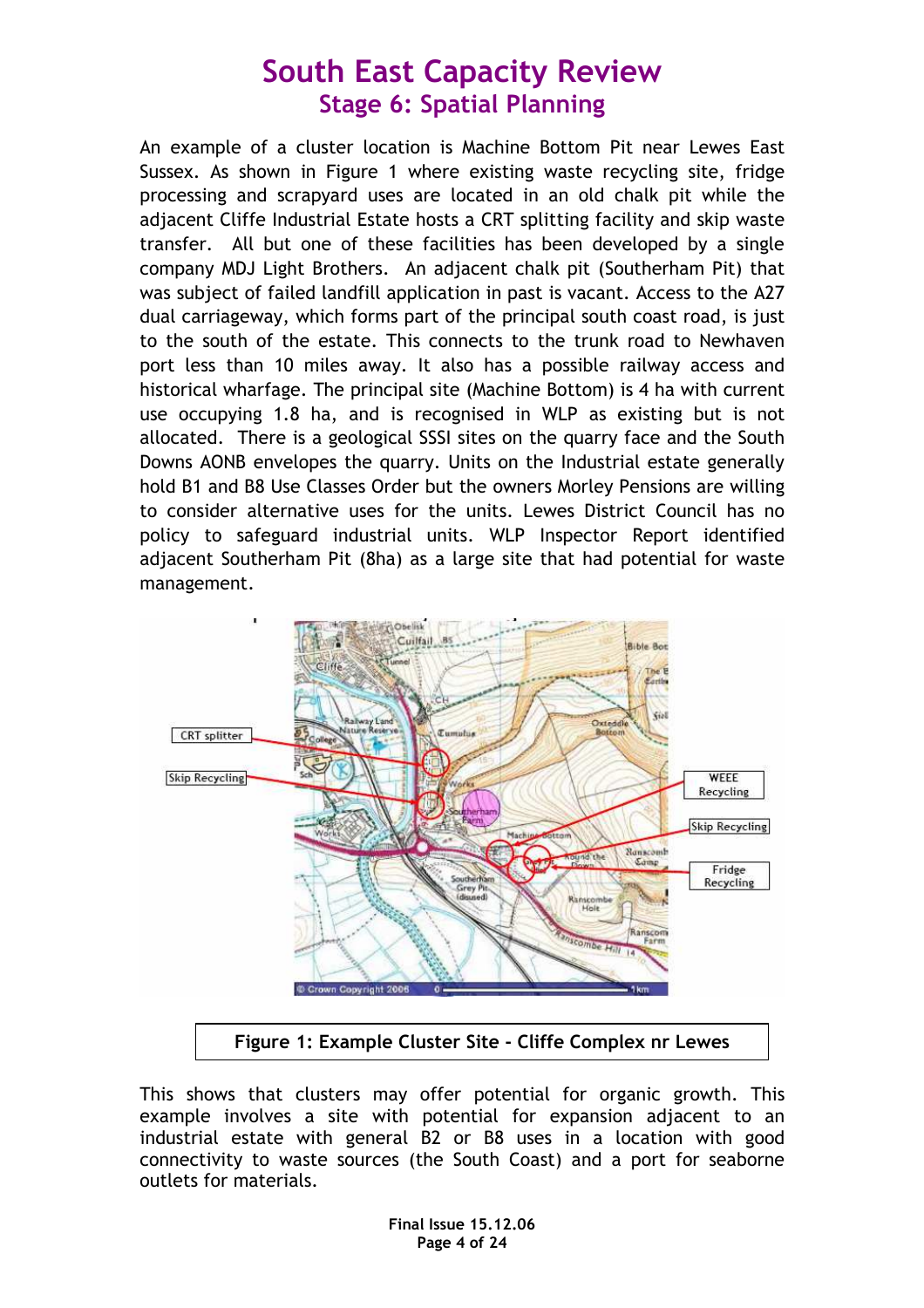# South East Capacity Review
## Stage 6: Spatial Planning

An example of a cluster location is Machine Bottom Pit near Lewes East Sussex. As shown in Figure 1 where existing waste recycling site, fridge processing and scrapyard uses are located in an old chalk pit while the adjacent Cliffe Industrial Estate hosts a CRT splitting facility and skip waste transfer. All but one of these facilities has been developed by a single company MDJ Light Brothers. An adjacent chalk pit (Southerham Pit) that was subject of failed landfill application in past is vacant. Access to the A27 dual carriageway, which forms part of the principal south coast road, is just to the south of the estate. This connects to the trunk road to Newhaven port less than 10 miles away. It also has a possible railway access and historical wharfage. The principal site (Machine Bottom) is 4 ha with current use occupying 1.8 ha, and is recognised in WLP as existing but is not allocated. There is a geological SSSI sites on the quarry face and the South Downs AONB envelopes the quarry. Units on the Industrial estate generally hold B1 and B8 Use Classes Order but the owners Morley Pensions are willing to consider alternative uses for the units. Lewes District Council has no policy to safeguard industrial units. WLP Inspector Report identified adjacent Southerham Pit (8ha) as a large site that had potential for waste management.

**Figure 1: Example Cluster Site - Cliffe Complex nr Lewes**

This shows that clusters may offer potential for organic growth. This example involves a site with potential for expansion adjacent to an industrial estate with general B2 or B8 uses in a location with good connectivity to waste sources (the South Coast) and a port for seaborne outlets for materials.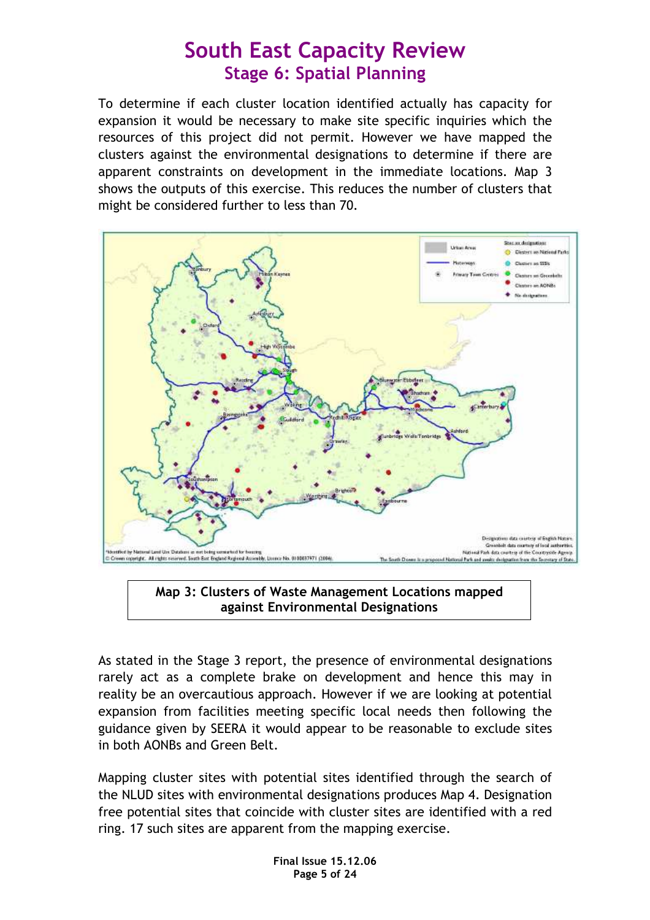# South East Capacity Review
## Stage 6: Spatial Planning

To determine if each cluster location identified actually has capacity for expansion it would be necessary to make site specific inquiries which the resources of this project did not permit. However we have mapped the clusters against the environmental designations to determine if there are apparent constraints on development in the immediate locations. Map 3 shows the outputs of this exercise. This reduces the number of clusters that might be considered further to less than 70.

**Map 3: Clusters of Waste Management Locations mapped against Environmental Designations**

As stated in the Stage 3 report, the presence of environmental designations rarely act as a complete brake on development and hence this may in reality be an overcautious approach. However if we are looking at potential expansion from facilities meeting specific local needs then following the guidance given by SEERA it would appear to be reasonable to exclude sites in both AONBs and Green Belt.

Mapping cluster sites with potential sites identified through the search of the NLUD sites with environmental designations produces Map 4. Designation free potential sites that coincide with cluster sites are identified with a red ring. 17 such sites are apparent from the mapping exercise.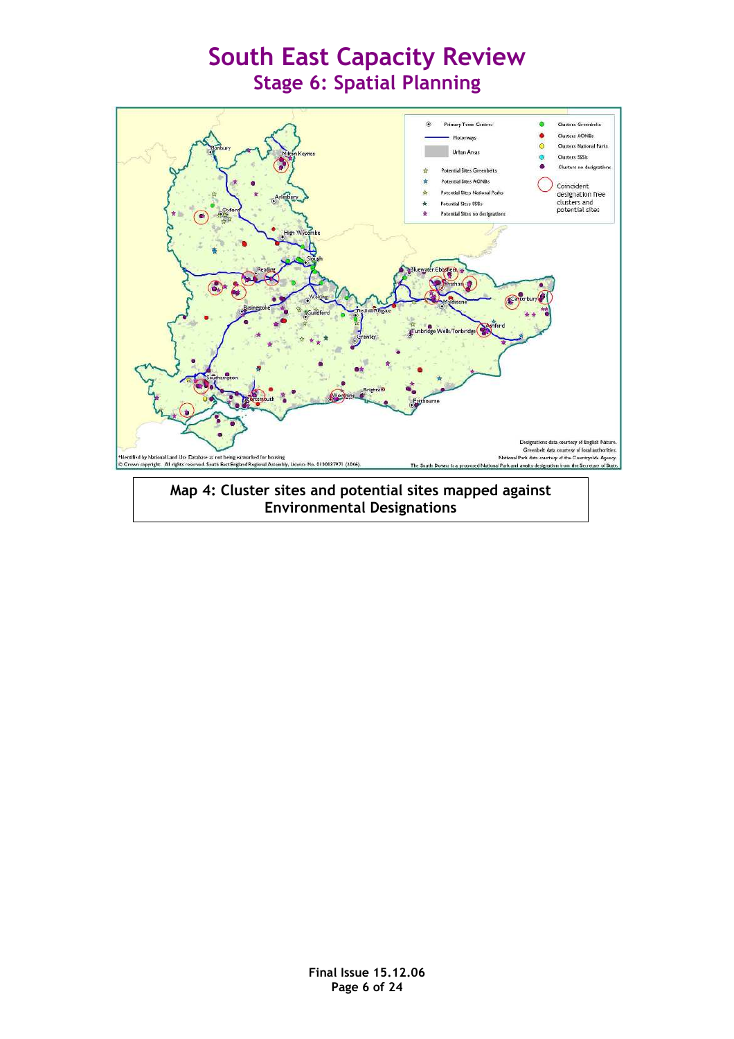# South East Capacity Review

## Stage 6: Spatial Planning

Map 4: Cluster sites and potential sites mapped against Environmental Designations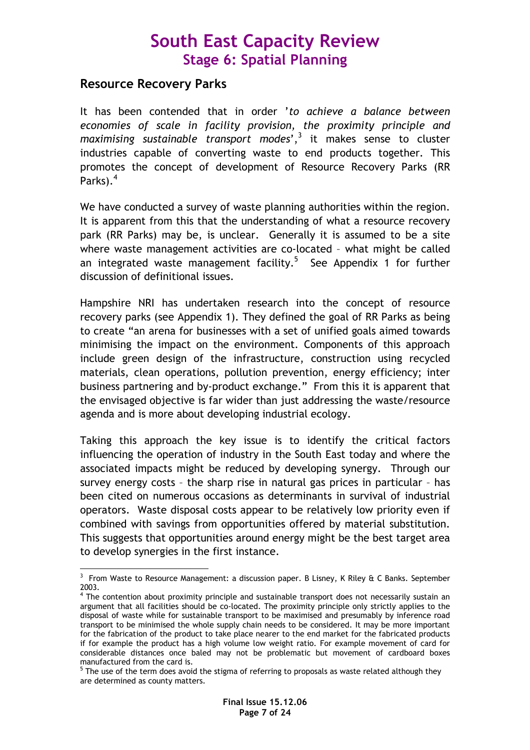## Resource Recovery Parks

It has been contended that in order '*to achieve a balance between economies of scale in facility provision, the proximity principle and maximising sustainable transport modes*',[3] it makes sense to cluster industries capable of converting waste to end products together. This promotes the concept of development of Resource Recovery Parks (RR Parks).[4]

We have conducted a survey of waste planning authorities within the region. It is apparent from this that the understanding of what a resource recovery park (RR Parks) may be, is unclear. Generally it is assumed to be a site where waste management activities are co-located – what might be called an integrated waste management facility.[5] See Appendix 1 for further discussion of definitional issues.

Hampshire NRI has undertaken research into the concept of resource recovery parks (see Appendix 1). They defined the goal of RR Parks as being to create "an arena for businesses with a set of unified goals aimed towards minimising the impact on the environment. Components of this approach include green design of the infrastructure, construction using recycled materials, clean operations, pollution prevention, energy efficiency; inter business partnering and by-product exchange." From this it is apparent that the envisaged objective is far wider than just addressing the waste/resource agenda and is more about developing industrial ecology.

Taking this approach the key issue is to identify the critical factors influencing the operation of industry in the South East today and where the associated impacts might be reduced by developing synergy. Through our survey energy costs – the sharp rise in natural gas prices in particular – has been cited on numerous occasions as determinants in survival of industrial operators. Waste disposal costs appear to be relatively low priority even if combined with savings from opportunities offered by material substitution. This suggests that opportunities around energy might be the best target area to develop synergies in the first instance.

---

[3] From Waste to Resource Management: a discussion paper. B Lisney, K Riley & C Banks. September 2003.

[4] The contention about proximity principle and sustainable transport does not necessarily sustain an argument that all facilities should be co-located. The proximity principle only strictly applies to the disposal of waste while for sustainable transport to be maximised and presumably by inference road transport to be minimised the whole supply chain needs to be considered. It may be more important for the fabrication of the product to take place nearer to the end market for the fabricated products if for example the product has a high volume low weight ratio. For example movement of card for considerable distances once baled may not be problematic but movement of cardboard boxes manufactured from the card is.

[5] The use of the term does avoid the stigma of referring to proposals as waste related although they are determined as county matters.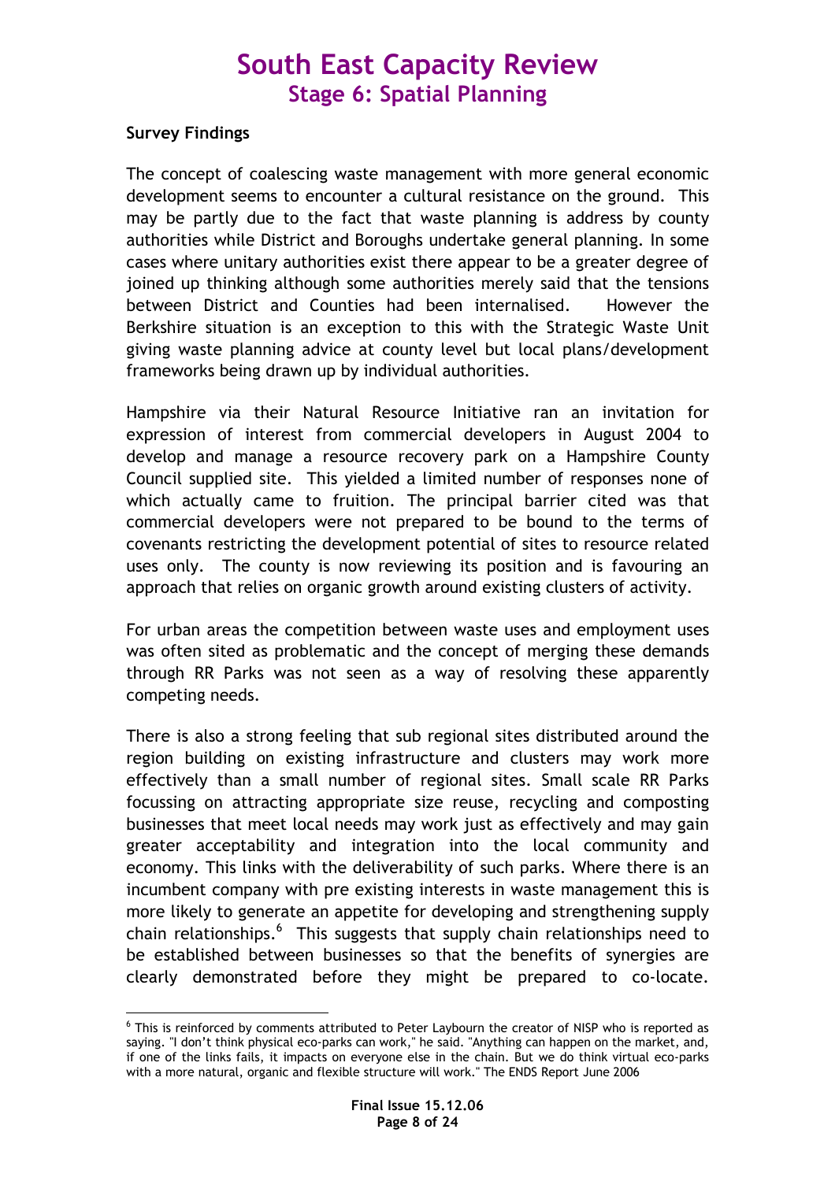### Survey Findings

The concept of coalescing waste management with more general economic development seems to encounter a cultural resistance on the ground. This may be partly due to the fact that waste planning is address by county authorities while District and Boroughs undertake general planning. In some cases where unitary authorities exist there appear to be a greater degree of joined up thinking although some authorities merely said that the tensions between District and Counties had been internalised. However the Berkshire situation is an exception to this with the Strategic Waste Unit giving waste planning advice at county level but local plans/development frameworks being drawn up by individual authorities.

Hampshire via their Natural Resource Initiative ran an invitation for expression of interest from commercial developers in August 2004 to develop and manage a resource recovery park on a Hampshire County Council supplied site. This yielded a limited number of responses none of which actually came to fruition. The principal barrier cited was that commercial developers were not prepared to be bound to the terms of covenants restricting the development potential of sites to resource related uses only. The county is now reviewing its position and is favouring an approach that relies on organic growth around existing clusters of activity.

For urban areas the competition between waste uses and employment uses was often sited as problematic and the concept of merging these demands through RR Parks was not seen as a way of resolving these apparently competing needs.

There is also a strong feeling that sub regional sites distributed around the region building on existing infrastructure and clusters may work more effectively than a small number of regional sites. Small scale RR Parks focussing on attracting appropriate size reuse, recycling and composting businesses that meet local needs may work just as effectively and may gain greater acceptability and integration into the local community and economy. This links with the deliverability of such parks. Where there is an incumbent company with pre existing interests in waste management this is more likely to generate an appetite for developing and strengthening supply chain relationships.[6] This suggests that supply chain relationships need to be established between businesses so that the benefits of synergies are clearly demonstrated before they might be prepared to co-locate.

[6] This is reinforced by comments attributed to Peter Laybourn the creator of NISP who is reported as saying. "I don't think physical eco-parks can work," he said. "Anything can happen on the market, and, if one of the links fails, it impacts on everyone else in the chain. But we do think virtual eco-parks with a more natural, organic and flexible structure will work." The ENDS Report June 2006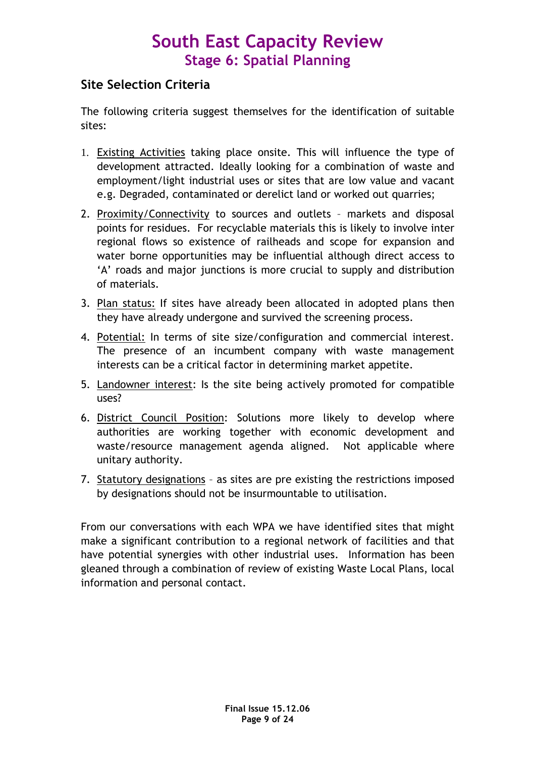# South East Capacity Review
## Stage 6: Spatial Planning

### Site Selection Criteria

The following criteria suggest themselves for the identification of suitable sites:

1. Existing Activities taking place onsite. This will influence the type of development attracted. Ideally looking for a combination of waste and employment/light industrial uses or sites that are low value and vacant e.g. Degraded, contaminated or derelict land or worked out quarries;
2. Proximity/Connectivity to sources and outlets – markets and disposal points for residues. For recyclable materials this is likely to involve inter regional flows so existence of railheads and scope for expansion and water borne opportunities may be influential although direct access to 'A' roads and major junctions is more crucial to supply and distribution of materials.
3. Plan status: If sites have already been allocated in adopted plans then they have already undergone and survived the screening process.
4. Potential: In terms of site size/configuration and commercial interest. The presence of an incumbent company with waste management interests can be a critical factor in determining market appetite.
5. Landowner interest: Is the site being actively promoted for compatible uses?
6. District Council Position: Solutions more likely to develop where authorities are working together with economic development and waste/resource management agenda aligned. Not applicable where unitary authority.
7. Statutory designations – as sites are pre existing the restrictions imposed by designations should not be insurmountable to utilisation.

From our conversations with each WPA we have identified sites that might make a significant contribution to a regional network of facilities and that have potential synergies with other industrial uses. Information has been gleaned through a combination of review of existing Waste Local Plans, local information and personal contact.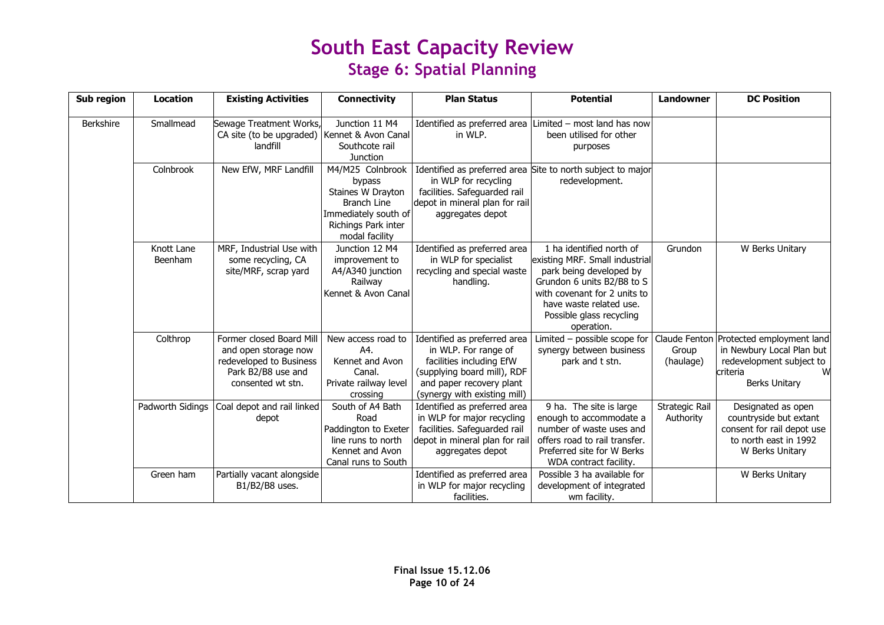# South East Capacity Review
## Stage 6: Spatial Planning

| Sub region | Location | Existing Activities | Connectivity | Plan Status | Potential | Landowner | DC Position |
|---|---|---|---|---|---|---|---|
| Berkshire | Smallmead | Sewage Treatment Works, CA site (to be upgraded) landfill | Junction 11 M4 Kennet & Avon Canal Southcote rail Junction | Identified as preferred area in WLP. | Limited – most land has now been utilised for other purposes | | |
| | Colnbrook | New EfW, MRF Landfill | M4/M25 Colnbrook bypass Staines W Drayton Branch Line Immediately south of Richings Park inter modal facility | Identified as preferred area in WLP for recycling facilities. Safeguarded rail depot in mineral plan for rail aggregates depot | Site to north subject to major redevelopment. | | |
| | Knott Lane Beenham | MRF, Industrial Use with some recycling, CA site/MRF, scrap yard | Junction 12 M4 improvement to A4/A340 junction Railway Kennet & Avon Canal | Identified as preferred area in WLP for specialist recycling and special waste handling. | 1 ha identified north of existing MRF. Small industrial park being developed by Grundon 6 units B2/B8 to S with covenant for 2 units to have waste related use. Possible glass recycling operation. | Grundon | W Berks Unitary |
| | Colthrop | Former closed Board Mill and open storage now redeveloped to Business Park B2/B8 use and consented wt stn. | New access road to A4. Kennet and Avon Canal. Private railway level crossing | Identified as preferred area in WLP. For range of facilities including EfW (supplying board mill), RDF and paper recovery plant (synergy with existing mill) | Limited – possible scope for synergy between business park and t stn. | Claude Fenton Group (haulage) | Protected employment land in Newbury Local Plan but redevelopment subject to criteria W Berks Unitary |
| | Padworth Sidings | Coal depot and rail linked depot | South of A4 Bath Road Paddington to Exeter line runs to north Kennet and Avon Canal runs to South | Identified as preferred area in WLP for major recycling facilities. Safeguarded rail depot in mineral plan for rail aggregates depot | 9 ha. The site is large enough to accommodate a number of waste uses and offers road to rail transfer. Preferred site for W Berks WDA contract facility. | Strategic Rail Authority | Designated as open countryside but extant consent for rail depot use to north east in 1992 W Berks Unitary |
| | Green ham | Partially vacant alongside B1/B2/B8 uses. | | Identified as preferred area in WLP for major recycling facilities. | Possible 3 ha available for development of integrated wm facility. | | W Berks Unitary |

**Final Issue 15.12.06**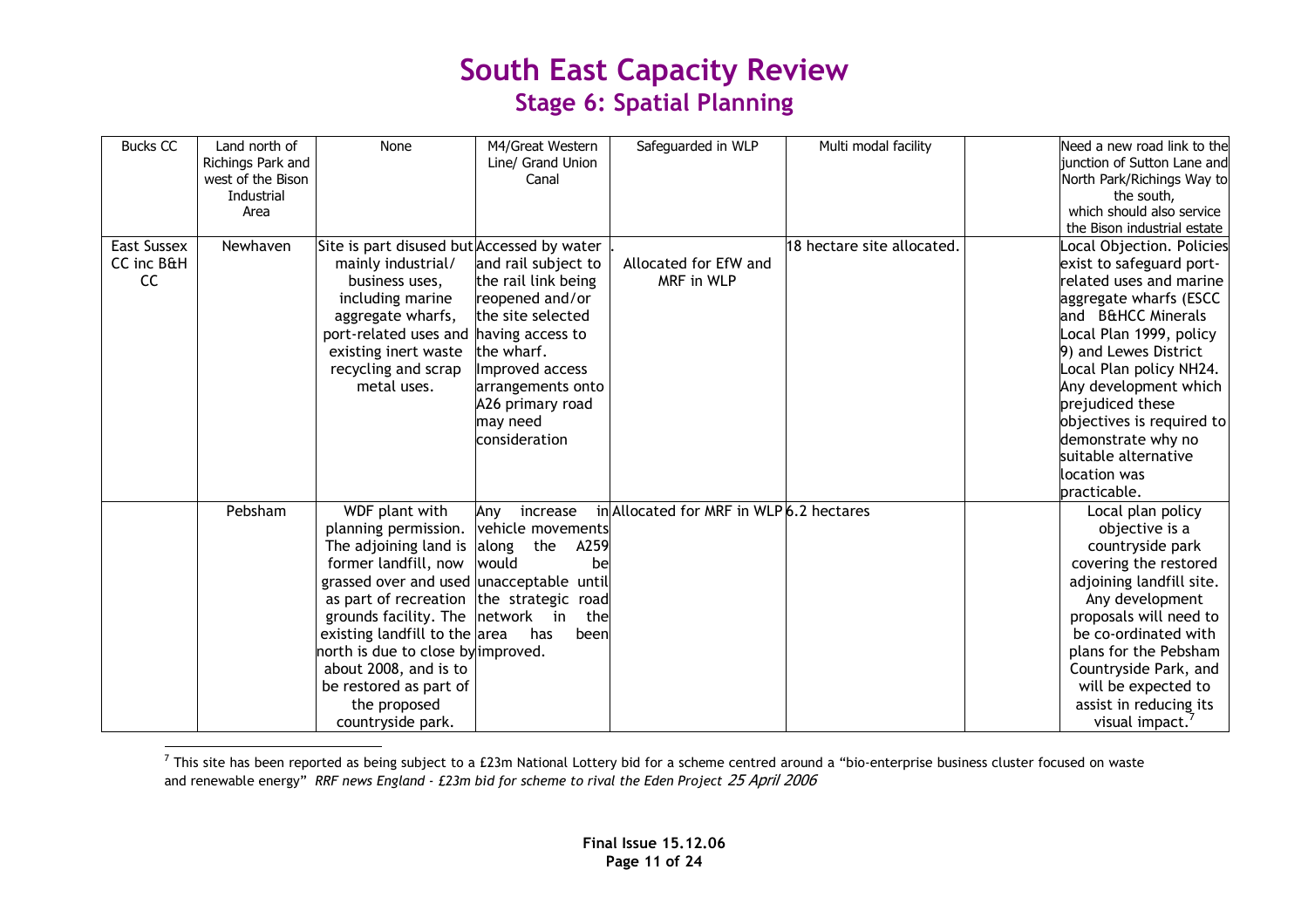# South East Capacity Review

## Stage 6: Spatial Planning

| | | | | | | | |
|---|---|---|---|---|---|---|---|
| Bucks CC | Land north of Richings Park and west of the Bison Industrial Area | None | M4/Great Western Line/ Grand Union Canal | Safeguarded in WLP | Multi modal facility | | Need a new road link to the junction of Sutton Lane and North Park/Richings Way to the south, which should also service the Bison industrial estate |
| East Sussex CC inc B&H CC | Newhaven | Site is part disused but mainly industrial/ business uses, including marine aggregate wharfs, port-related uses and existing inert waste recycling and scrap metal uses. | Accessed by water and rail subject to the rail link being reopened and/or the site selected having access to the wharf. Improved access arrangements onto A26 primary road may need consideration | . Allocated for EfW and MRF in WLP | 18 hectare site allocated. | | Local Objection. Policies exist to safeguard port-related uses and marine aggregate wharfs (ESCC and B&HCC Minerals Local Plan 1999, policy 9) and Lewes District Local Plan policy NH24. Any development which prejudiced these objectives is required to demonstrate why no suitable alternative location was practicable. |
| | Pebsham | WDF plant with planning permission. The adjoining land is former landfill, now grassed over and used as part of recreation grounds facility. The existing landfill to the north is due to close by about 2008, and is to be restored as part of the proposed countryside park. | Any increase in vehicle movements along the A259 would be unacceptable until the strategic road network in the area has been improved. | Allocated for MRF in WLP | 6.2 hectares | | Local plan policy objective is a countryside park covering the restored adjoining landfill site. Any development proposals will need to be co-ordinated with plans for the Pebsham Countryside Park, and will be expected to assist in reducing its visual impact.[7] |

[7] This site has been reported as being subject to a £23m National Lottery bid for a scheme centred around a "bio-enterprise business cluster focused on waste and renewable energy" *RRF news England - £23m bid for scheme to rival the Eden Project* 25 April 2006

**Final Issue 15.12.06**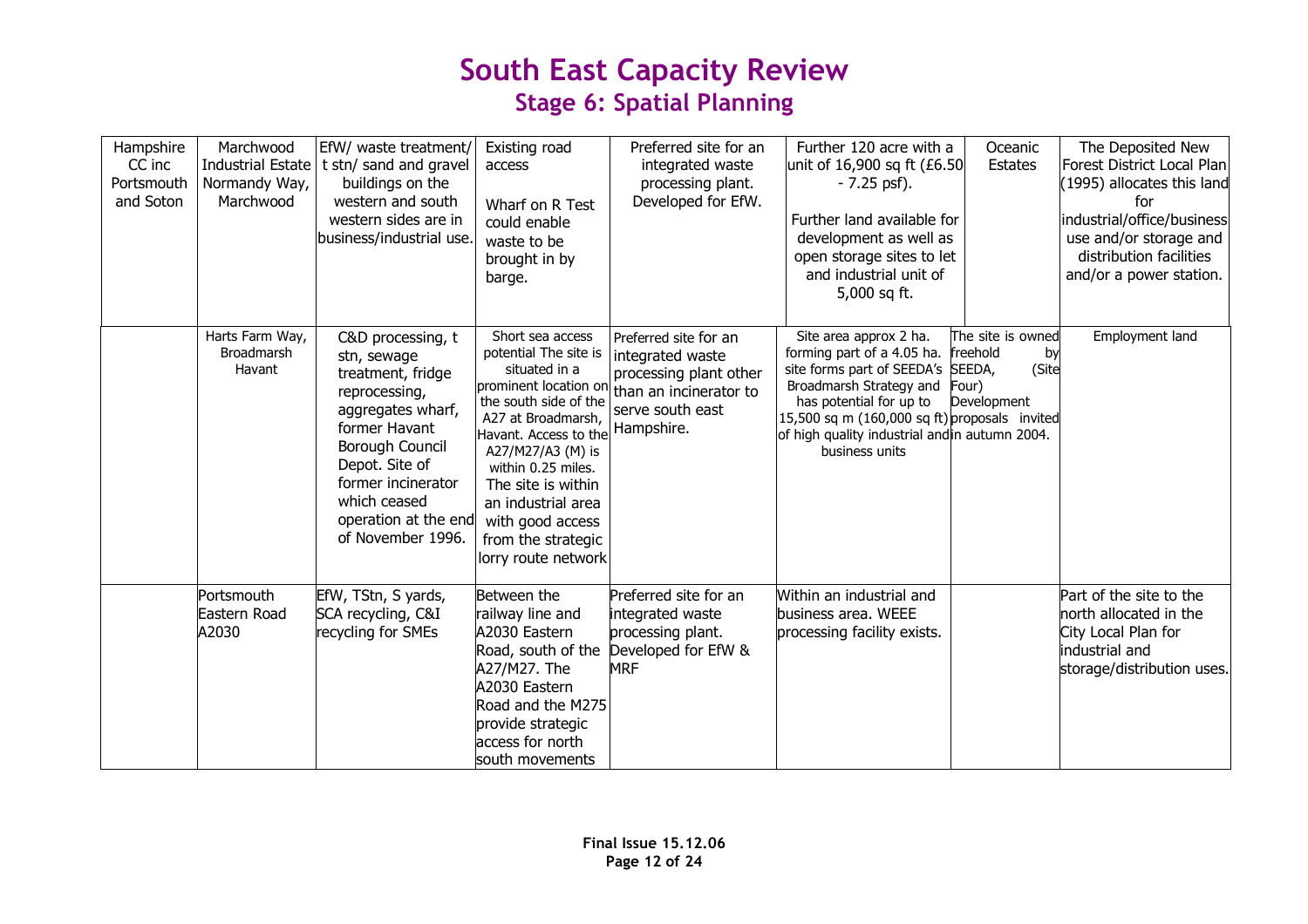# South East Capacity Review

## Stage 6: Spatial Planning

| | | | | | | | |
|---|---|---|---|---|---|---|---|
| Hampshire CC inc Portsmouth and Soton | Marchwood Industrial Estate Normandy Way, Marchwood | EfW/ waste treatment/ t stn/ sand and gravel buildings on the western and south western sides are in business/industrial use. | Existing road access<br><br>Wharf on R Test could enable waste to be brought in by barge. | Preferred site for an integrated waste processing plant. Developed for EfW. | Further 120 acre with a unit of 16,900 sq ft (£6.50 - 7.25 psf).<br><br>Further land available for development as well as open storage sites to let and industrial unit of 5,000 sq ft. | Oceanic Estates | The Deposited New Forest District Local Plan (1995) allocates this land for industrial/office/business use and/or storage and distribution facilities and/or a power station. |
| | Harts Farm Way, Broadmarsh Havant | C&D processing, t stn, sewage treatment, fridge reprocessing, aggregates wharf, former Havant Borough Council Depot. Site of former incinerator which ceased operation at the end of November 1996. | Short sea access potential The site is situated in a prominent location on the south side of the A27 at Broadmarsh, Havant. Access to the A27/M27/A3 (M) is within 0.25 miles. The site is within an industrial area with good access from the strategic lorry route network | Preferred site for an integrated waste processing plant other than an incinerator to serve south east Hampshire. | Site area approx 2 ha. forming part of a 4.05 ha. site forms part of SEEDA's Broadmarsh Strategy and has potential for up to 15,500 sq m (160,000 sq ft) of high quality industrial and business units | The site is owned freehold by SEEDA, (Site Four) Development proposals invited in autumn 2004. | Employment land |
| | Portsmouth Eastern Road A2030 | EfW, TStn, S yards, SCA recycling, C&I recycling for SMEs | Between the railway line and A2030 Eastern Road, south of the A27/M27. The A2030 Eastern Road and the M275 provide strategic access for north south movements | Preferred site for an integrated waste processing plant. Developed for EfW & MRF | Within an industrial and business area. WEEE processing facility exists. | | Part of the site to the north allocated in the City Local Plan for industrial and storage/distribution uses. |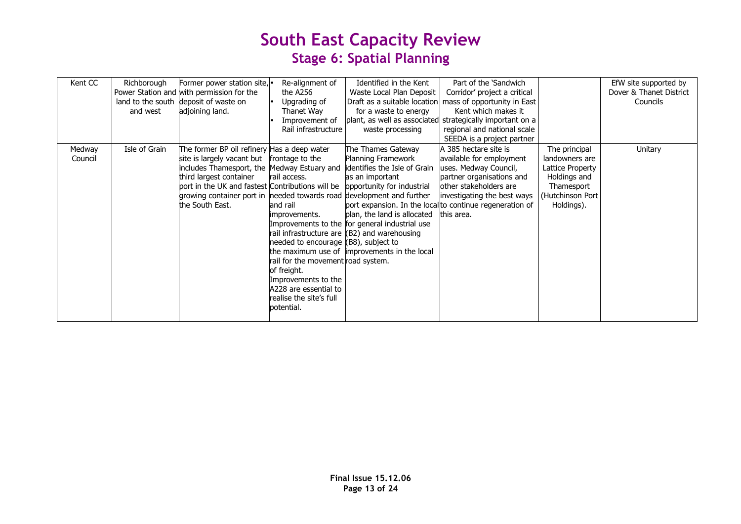# South East Capacity Review

## Stage 6: Spatial Planning

| | | | | | | | |
|---|---|---|---|---|---|---|---|
| Kent CC | Richborough Power Station and land to the south and west | Former power station site, with permission for the deposit of waste on adjoining land. | • Re-alignment of the A256<br>• Upgrading of Thanet Way<br>• Improvement of Rail infrastructure | Identified in the Kent Waste Local Plan Deposit Draft as a suitable location for a waste to energy plant, as well as associated waste processing | Part of the 'Sandwich Corridor' project a critical mass of opportunity in East Kent which makes it strategically important on a regional and national scale SEEDA is a project partner | | EfW site supported by Dover & Thanet District Councils |
| Medway Council | Isle of Grain | The former BP oil refinery site is largely vacant but includes Thamesport, the third largest container port in the UK and fastest growing container port in the South East. | Has a deep water frontage to the Medway Estuary and rail access. Contributions will be needed towards road and rail improvements. Improvements to the rail infrastructure are needed to encourage the maximum use of rail for the movement of freight. Improvements to the A228 are essential to realise the site's full potential. | The Thames Gateway Planning Framework identifies the Isle of Grain as an important opportunity for industrial development and further port expansion. In the local plan, the land is allocated for general industrial use (B2) and warehousing (B8), subject to improvements in the local road system. | A 385 hectare site is available for employment uses. Medway Council, partner organisations and other stakeholders are investigating the best ways to continue regeneration of this area. | The principal landowners are Lattice Property Holdings and Thamesport (Hutchinson Port Holdings). | Unitary |

**Final Issue 15.12.06**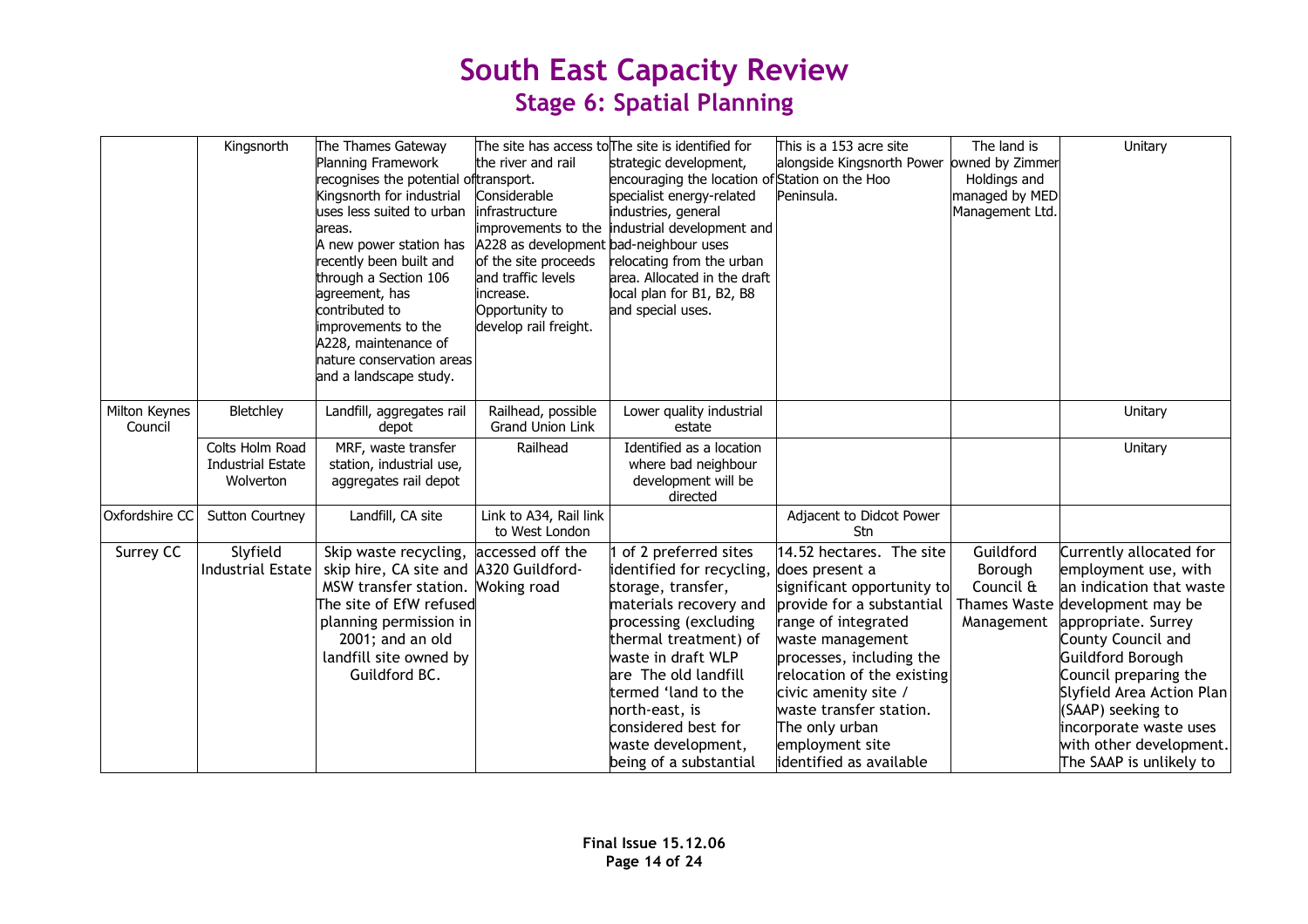# South East Capacity Review

## Stage 6: Spatial Planning

| | | | | | | | |
|---|---|---|---|---|---|---|---|
| | Kingsnorth | The Thames Gateway Planning Framework recognises the potential of Kingsnorth for industrial uses less suited to urban areas. A new power station has recently been built and through a Section 106 agreement, has contributed to improvements to the A228, maintenance of nature conservation areas and a landscape study. | The site has access to the river and rail transport. Considerable infrastructure improvements to the A228 as development of the site proceeds and traffic levels increase. Opportunity to develop rail freight. | The site is identified for strategic development, encouraging the location of specialist energy-related industries, general industrial development and bad-neighbour uses relocating from the urban area. Allocated in the draft local plan for B1, B2, B8 and special uses. | This is a 153 acre site alongside Kingsnorth Power Station on the Hoo Peninsula. | The land is owned by Zimmer Holdings and managed by MED Management Ltd. | Unitary |
| Milton Keynes Council | Bletchley | Landfill, aggregates rail depot | Railhead, possible Grand Union Link | Lower quality industrial estate | | | Unitary |
| | Colts Holm Road Industrial Estate Wolverton | MRF, waste transfer station, industrial use, aggregates rail depot | Railhead | Identified as a location where bad neighbour development will be directed | | | Unitary |
| Oxfordshire CC | Sutton Courtney | Landfill, CA site | Link to A34, Rail link to West London | | Adjacent to Didcot Power Stn | | |
| Surrey CC | Slyfield Industrial Estate | Skip waste recycling, skip hire, CA site and MSW transfer station. The site of EfW refused planning permission in 2001; and an old landfill site owned by Guildford BC. | accessed off the A320 Guildford-Woking road | 1 of 2 preferred sites identified for recycling, storage, transfer, materials recovery and processing (excluding thermal treatment) of waste in draft WLP are The old landfill termed 'land to the north-east, is considered best for waste development, being of a substantial | 14.52 hectares. The site does present a significant opportunity to provide for a substantial range of integrated waste management processes, including the relocation of the existing civic amenity site / waste transfer station. The only urban employment site identified as available | Guildford Borough Council & Thames Waste Management | Currently allocated for employment use, with an indication that waste development may be appropriate. Surrey County Council and Guildford Borough Council preparing the Slyfield Area Action Plan (SAAP) seeking to incorporate waste uses with other development. The SAAP is unlikely to |

**Final Issue 15.12.06**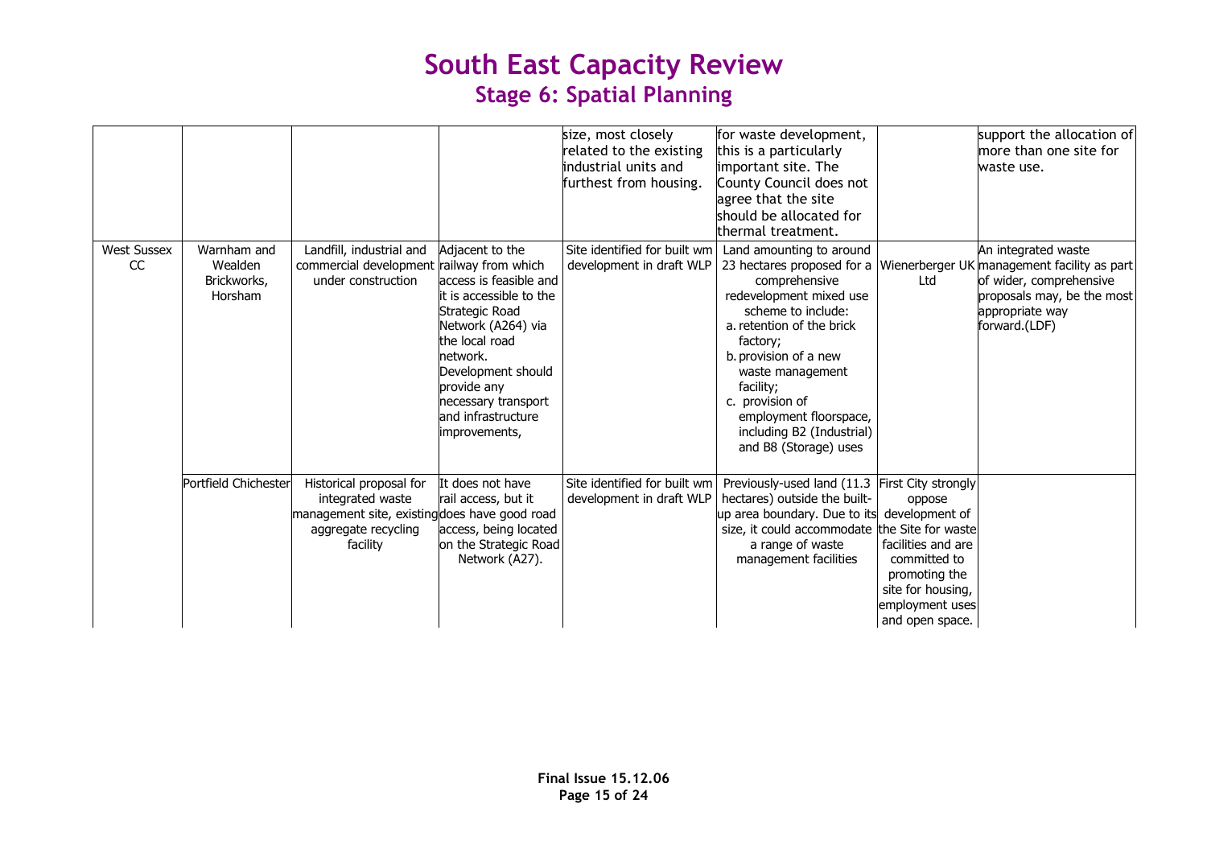# South East Capacity Review

## Stage 6: Spatial Planning

| | | | | | | | |
|---|---|---|---|---|---|---|---|
| | | | | size, most closely related to the existing industrial units and furthest from housing. | for waste development, this is a particularly important site. The County Council does not agree that the site should be allocated for thermal treatment. | | support the allocation of more than one site for waste use. |
| West Sussex CC | Warnham and Wealden Brickworks, Horsham | Landfill, industrial and commercial development under construction | Adjacent to the railway from which access is feasible and it is accessible to the Strategic Road Network (A264) via the local road network. Development should provide any necessary transport and infrastructure improvements, | Site identified for built wm development in draft WLP | Land amounting to around 23 hectares proposed for a comprehensive redevelopment mixed use scheme to include: a. retention of the brick factory; b. provision of a new waste management facility; c. provision of employment floorspace, including B2 (Industrial) and B8 (Storage) uses | Wienerberger UK Ltd | An integrated waste management facility as part of wider, comprehensive proposals may, be the most appropriate way forward.(LDF) |
| | Portfield Chichester | Historical proposal for integrated waste management site, existing aggregate recycling facility | It does not have rail access, but it does have good road access, being located on the Strategic Road Network (A27). | Site identified for built wm development in draft WLP | Previously-used land (11.3 hectares) outside the built-up area boundary. Due to its size, it could accommodate a range of waste management facilities | First City strongly oppose development of the Site for waste facilities and are committed to promoting the site for housing, employment uses and open space. | |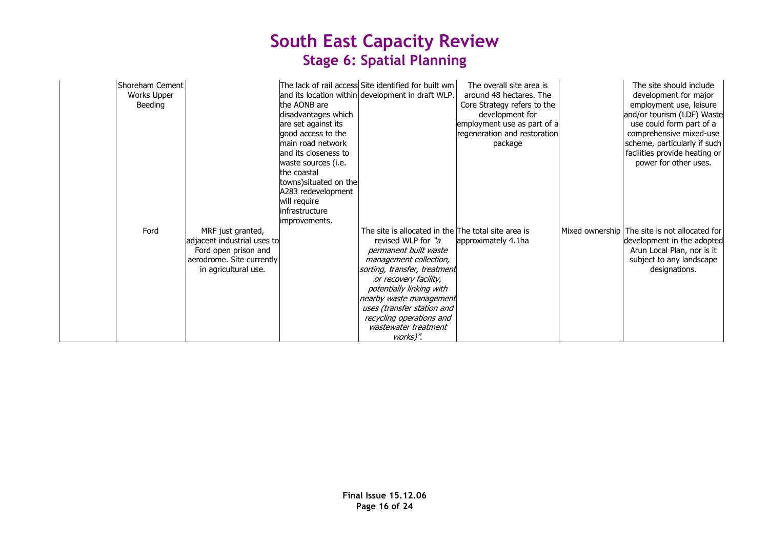# South East Capacity Review
## Stage 6: Spatial Planning

| | | | | | | | |
|---|---|---|---|---|---|---|---|
| | Shoreham Cement Works Upper Beeding | | The lack of rail access and its location within the AONB are disadvantages which are set against its good access to the main road network and its closeness to waste sources (i.e. the coastal towns)situated on the A283 redevelopment will require infrastructure improvements. | Site identified for built wm development in draft WLP. | The overall site area is around 48 hectares. The Core Strategy refers to the development for employment use as part of a regeneration and restoration package | | The site should include development for major employment use, leisure and/or tourism (LDF) Waste use could form part of a comprehensive mixed-use scheme, particularly if such facilities provide heating or power for other uses. |
| | Ford | MRF just granted, adjacent industrial uses to Ford open prison and aerodrome. Site currently in agricultural use. | | The site is allocated in the revised WLP for *"a permanent built waste management collection, sorting, transfer, treatment or recovery facility, potentially linking with nearby waste management uses (transfer station and recycling operations and wastewater treatment works)".* | The total site area is approximately 4.1ha | Mixed ownership | The site is not allocated for development in the adopted Arun Local Plan, nor is it subject to any landscape designations. |

**Final Issue 15.12.06**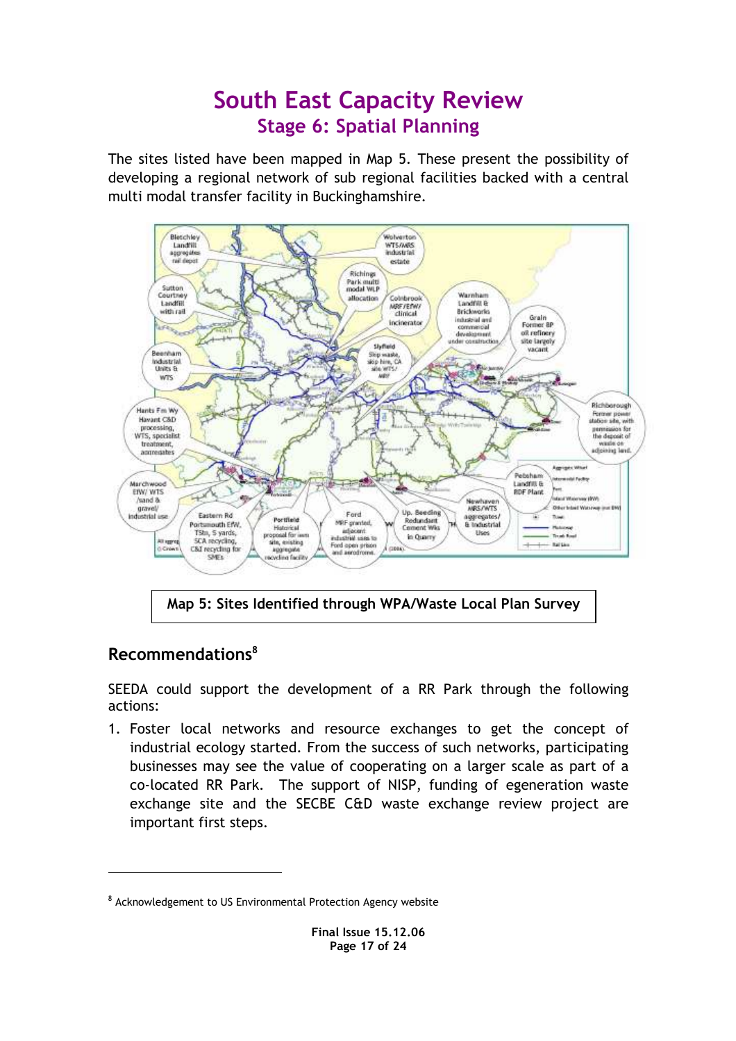# South East Capacity Review

## Stage 6: Spatial Planning

The sites listed have been mapped in Map 5. These present the possibility of developing a regional network of sub regional facilities backed with a central multi modal transfer facility in Buckinghamshire.

Map 5: Sites Identified through WPA/Waste Local Plan Survey

## Recommendations[8]

SEEDA could support the development of a RR Park through the following actions:

1. Foster local networks and resource exchanges to get the concept of industrial ecology started. From the success of such networks, participating businesses may see the value of cooperating on a larger scale as part of a co-located RR Park. The support of NISP, funding of egeneration waste exchange site and the SECBE C&D waste exchange review project are important first steps.

---

[8] Acknowledgement to US Environmental Protection Agency website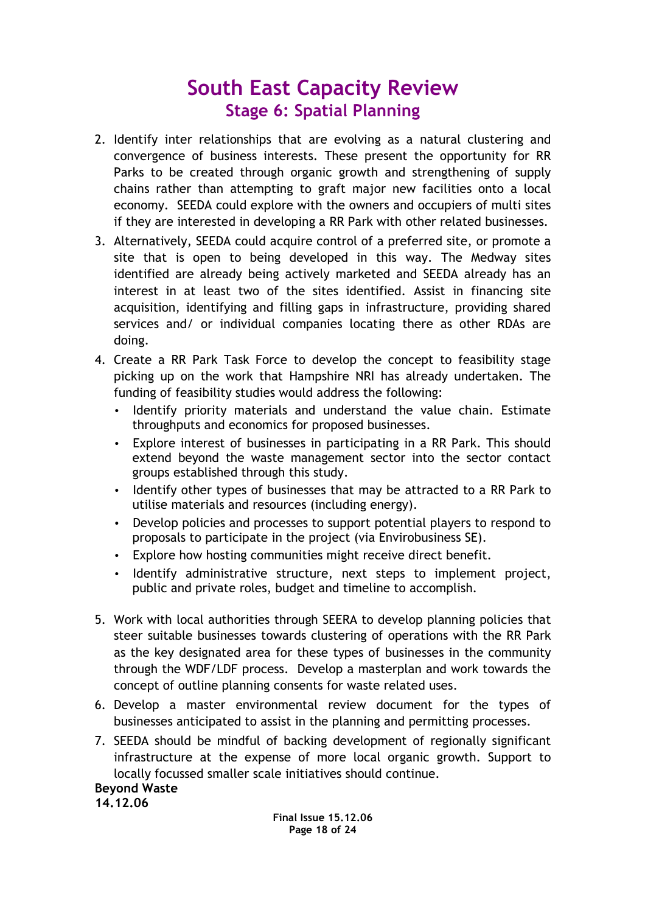2. Identify inter relationships that are evolving as a natural clustering and convergence of business interests. These present the opportunity for RR Parks to be created through organic growth and strengthening of supply chains rather than attempting to graft major new facilities onto a local economy. SEEDA could explore with the owners and occupiers of multi sites if they are interested in developing a RR Park with other related businesses.
3. Alternatively, SEEDA could acquire control of a preferred site, or promote a site that is open to being developed in this way. The Medway sites identified are already being actively marketed and SEEDA already has an interest in at least two of the sites identified. Assist in financing site acquisition, identifying and filling gaps in infrastructure, providing shared services and/ or individual companies locating there as other RDAs are doing.
4. Create a RR Park Task Force to develop the concept to feasibility stage picking up on the work that Hampshire NRI has already undertaken. The funding of feasibility studies would address the following:
   - Identify priority materials and understand the value chain. Estimate throughputs and economics for proposed businesses.
   - Explore interest of businesses in participating in a RR Park. This should extend beyond the waste management sector into the sector contact groups established through this study.
   - Identify other types of businesses that may be attracted to a RR Park to utilise materials and resources (including energy).
   - Develop policies and processes to support potential players to respond to proposals to participate in the project (via Envirobusiness SE).
   - Explore how hosting communities might receive direct benefit.
   - Identify administrative structure, next steps to implement project, public and private roles, budget and timeline to accomplish.
5. Work with local authorities through SEERA to develop planning policies that steer suitable businesses towards clustering of operations with the RR Park as the key designated area for these types of businesses in the community through the WDF/LDF process. Develop a masterplan and work towards the concept of outline planning consents for waste related uses.
6. Develop a master environmental review document for the types of businesses anticipated to assist in the planning and permitting processes.
7. SEEDA should be mindful of backing development of regionally significant infrastructure at the expense of more local organic growth. Support to locally focussed smaller scale initiatives should continue.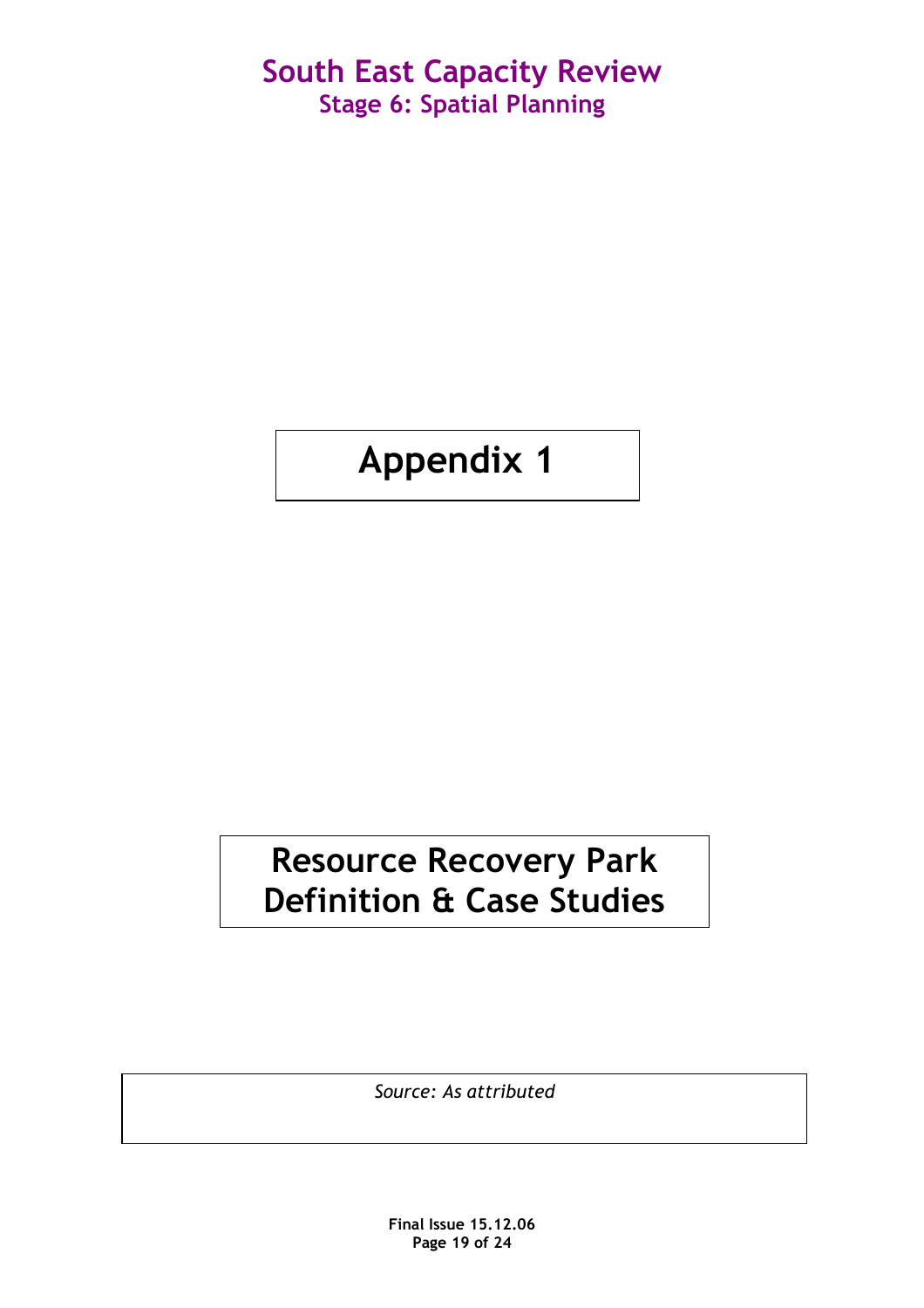# Appendix 1

# Resource Recovery Park Definition & Case Studies

*Source: As attributed*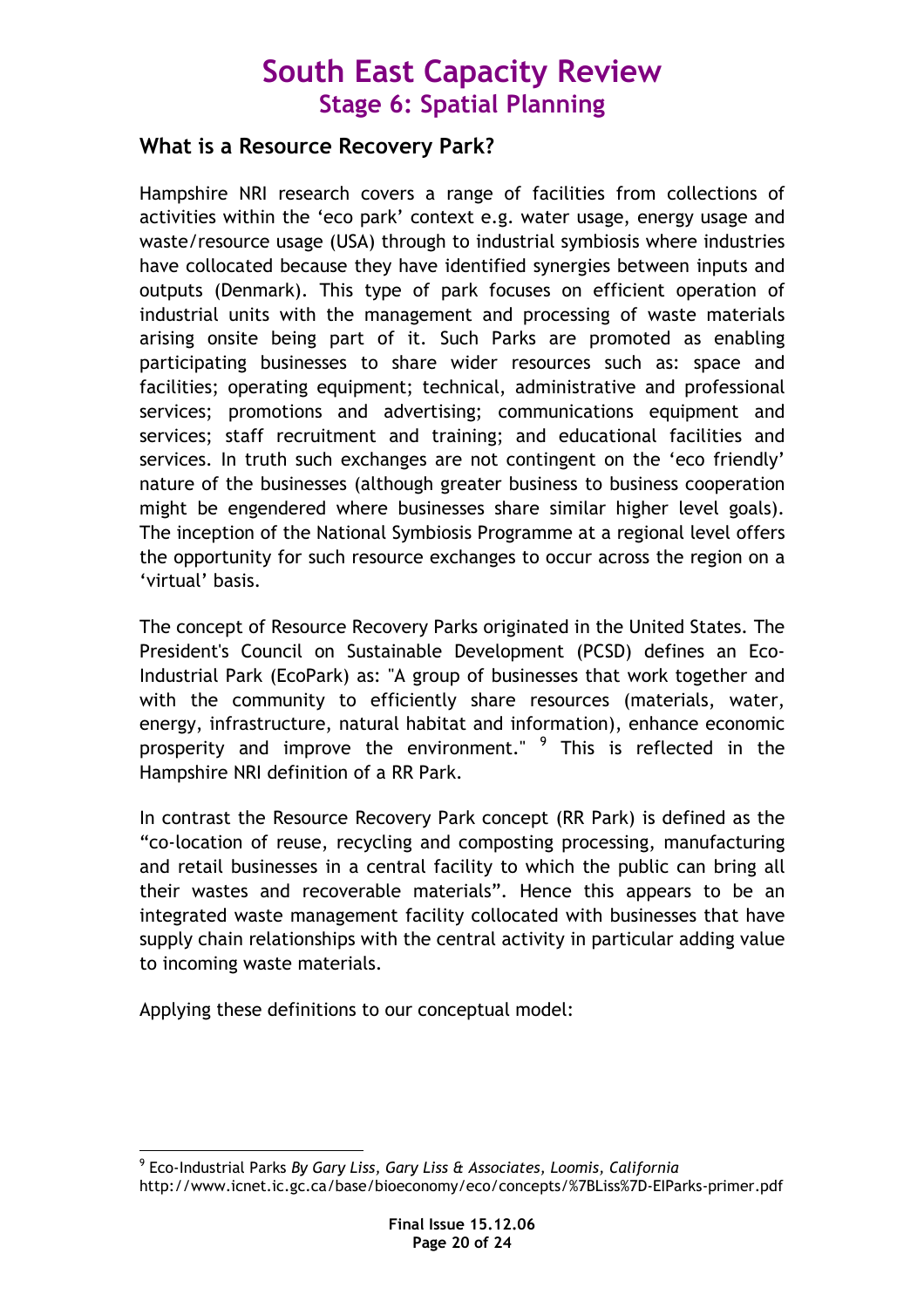## What is a Resource Recovery Park?

Hampshire NRI research covers a range of facilities from collections of activities within the 'eco park' context e.g. water usage, energy usage and waste/resource usage (USA) through to industrial symbiosis where industries have collocated because they have identified synergies between inputs and outputs (Denmark). This type of park focuses on efficient operation of industrial units with the management and processing of waste materials arising onsite being part of it. Such Parks are promoted as enabling participating businesses to share wider resources such as: space and facilities; operating equipment; technical, administrative and professional services; promotions and advertising; communications equipment and services; staff recruitment and training; and educational facilities and services. In truth such exchanges are not contingent on the 'eco friendly' nature of the businesses (although greater business to business cooperation might be engendered where businesses share similar higher level goals). The inception of the National Symbiosis Programme at a regional level offers the opportunity for such resource exchanges to occur across the region on a 'virtual' basis.

The concept of Resource Recovery Parks originated in the United States. The President's Council on Sustainable Development (PCSD) defines an Eco-Industrial Park (EcoPark) as: "A group of businesses that work together and with the community to efficiently share resources (materials, water, energy, infrastructure, natural habitat and information), enhance economic prosperity and improve the environment." [9] This is reflected in the Hampshire NRI definition of a RR Park.

In contrast the Resource Recovery Park concept (RR Park) is defined as the "co-location of reuse, recycling and composting processing, manufacturing and retail businesses in a central facility to which the public can bring all their wastes and recoverable materials". Hence this appears to be an integrated waste management facility collocated with businesses that have supply chain relationships with the central activity in particular adding value to incoming waste materials.

Applying these definitions to our conceptual model:

---

[9] Eco-Industrial Parks *By Gary Liss, Gary Liss & Associates, Loomis, California*
http://www.icnet.ic.gc.ca/base/bioeconomy/eco/concepts/%7BLiss%7D-EIParks-primer.pdf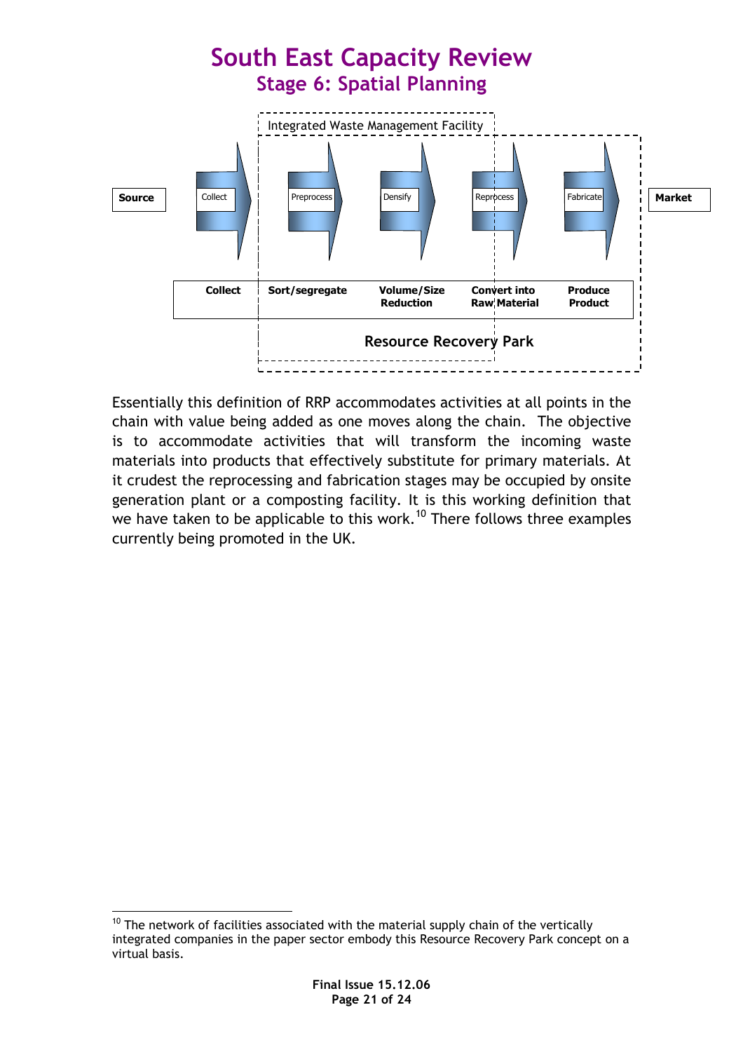Integrated Waste Management Facility

Source → Collect → Preprocess → Densify → Reprocess → Fabricate → Market

| Collect | Sort/segregate | Volume/Size Reduction | Convert into Raw Material | Produce Product |
|---|---|---|---|---|

Resource Recovery Park

Essentially this definition of RRP accommodates activities at all points in the chain with value being added as one moves along the chain. The objective is to accommodate activities that will transform the incoming waste materials into products that effectively substitute for primary materials. At it crudest the reprocessing and fabrication stages may be occupied by onsite generation plant or a composting facility. It is this working definition that we have taken to be applicable to this work.[10] There follows three examples currently being promoted in the UK.

[10] The network of facilities associated with the material supply chain of the vertically integrated companies in the paper sector embody this Resource Recovery Park concept on a virtual basis.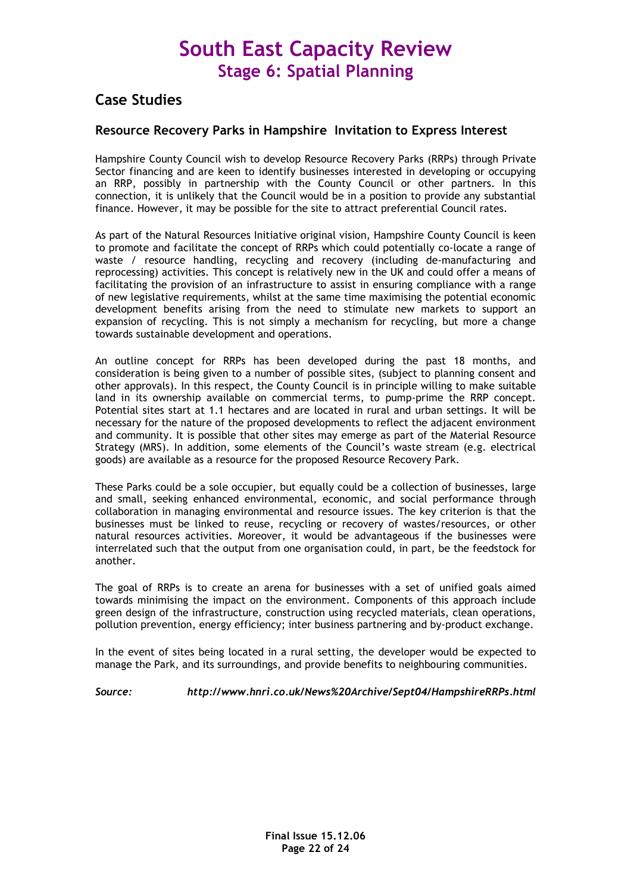## Case Studies

### Resource Recovery Parks in Hampshire Invitation to Express Interest

Hampshire County Council wish to develop Resource Recovery Parks (RRPs) through Private Sector financing and are keen to identify businesses interested in developing or occupying an RRP, possibly in partnership with the County Council or other partners. In this connection, it is unlikely that the Council would be in a position to provide any substantial finance. However, it may be possible for the site to attract preferential Council rates.

As part of the Natural Resources Initiative original vision, Hampshire County Council is keen to promote and facilitate the concept of RRPs which could potentially co-locate a range of waste / resource handling, recycling and recovery (including de-manufacturing and reprocessing) activities. This concept is relatively new in the UK and could offer a means of facilitating the provision of an infrastructure to assist in ensuring compliance with a range of new legislative requirements, whilst at the same time maximising the potential economic development benefits arising from the need to stimulate new markets to support an expansion of recycling. This is not simply a mechanism for recycling, but more a change towards sustainable development and operations.

An outline concept for RRPs has been developed during the past 18 months, and consideration is being given to a number of possible sites, (subject to planning consent and other approvals). In this respect, the County Council is in principle willing to make suitable land in its ownership available on commercial terms, to pump-prime the RRP concept. Potential sites start at 1.1 hectares and are located in rural and urban settings. It will be necessary for the nature of the proposed developments to reflect the adjacent environment and community. It is possible that other sites may emerge as part of the Material Resource Strategy (MRS). In addition, some elements of the Council's waste stream (e.g. electrical goods) are available as a resource for the proposed Resource Recovery Park.

These Parks could be a sole occupier, but equally could be a collection of businesses, large and small, seeking enhanced environmental, economic, and social performance through collaboration in managing environmental and resource issues. The key criterion is that the businesses must be linked to reuse, recycling or recovery of wastes/resources, or other natural resources activities. Moreover, it would be advantageous if the businesses were interrelated such that the output from one organisation could, in part, be the feedstock for another.

The goal of RRPs is to create an arena for businesses with a set of unified goals aimed towards minimising the impact on the environment. Components of this approach include green design of the infrastructure, construction using recycled materials, clean operations, pollution prevention, energy efficiency; inter business partnering and by-product exchange.

In the event of sites being located in a rural setting, the developer would be expected to manage the Park, and its surroundings, and provide benefits to neighbouring communities.

***Source:*** ***http://www.hnri.co.uk/News%20Archive/Sept04/HampshireRRPs.html***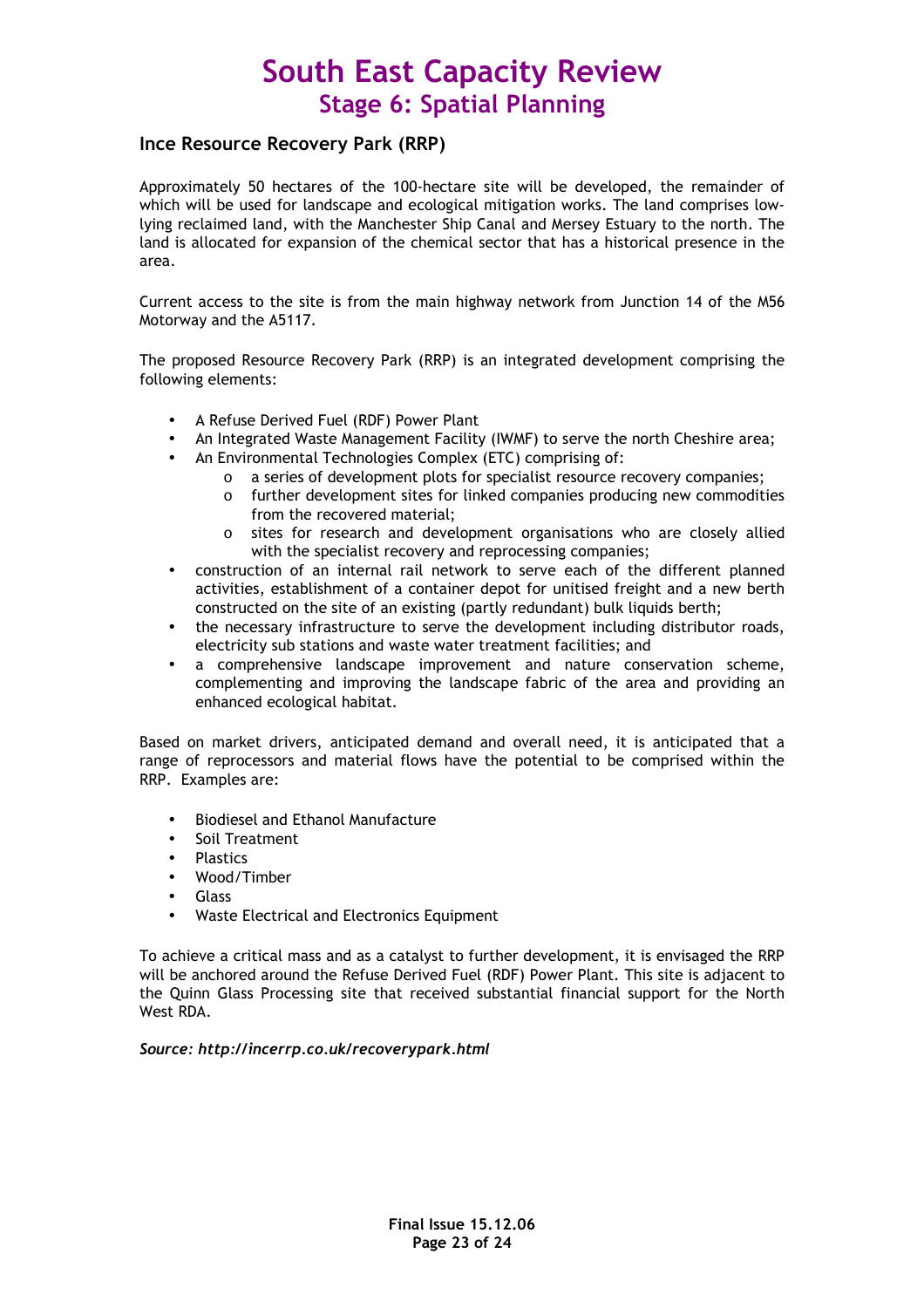## Ince Resource Recovery Park (RRP)

Approximately 50 hectares of the 100-hectare site will be developed, the remainder of which will be used for landscape and ecological mitigation works. The land comprises low-lying reclaimed land, with the Manchester Ship Canal and Mersey Estuary to the north. The land is allocated for expansion of the chemical sector that has a historical presence in the area.

Current access to the site is from the main highway network from Junction 14 of the M56 Motorway and the A5117.

The proposed Resource Recovery Park (RRP) is an integrated development comprising the following elements:

- A Refuse Derived Fuel (RDF) Power Plant
- An Integrated Waste Management Facility (IWMF) to serve the north Cheshire area;
- An Environmental Technologies Complex (ETC) comprising of:
  - a series of development plots for specialist resource recovery companies;
  - further development sites for linked companies producing new commodities from the recovered material;
  - sites for research and development organisations who are closely allied with the specialist recovery and reprocessing companies;
- construction of an internal rail network to serve each of the different planned activities, establishment of a container depot for unitised freight and a new berth constructed on the site of an existing (partly redundant) bulk liquids berth;
- the necessary infrastructure to serve the development including distributor roads, electricity sub stations and waste water treatment facilities; and
- a comprehensive landscape improvement and nature conservation scheme, complementing and improving the landscape fabric of the area and providing an enhanced ecological habitat.

Based on market drivers, anticipated demand and overall need, it is anticipated that a range of reprocessors and material flows have the potential to be comprised within the RRP. Examples are:

- Biodiesel and Ethanol Manufacture
- Soil Treatment
- Plastics
- Wood/Timber
- Glass
- Waste Electrical and Electronics Equipment

To achieve a critical mass and as a catalyst to further development, it is envisaged the RRP will be anchored around the Refuse Derived Fuel (RDF) Power Plant. This site is adjacent to the Quinn Glass Processing site that received substantial financial support for the North West RDA.

***Source: http://incerrp.co.uk/recoverypark.html***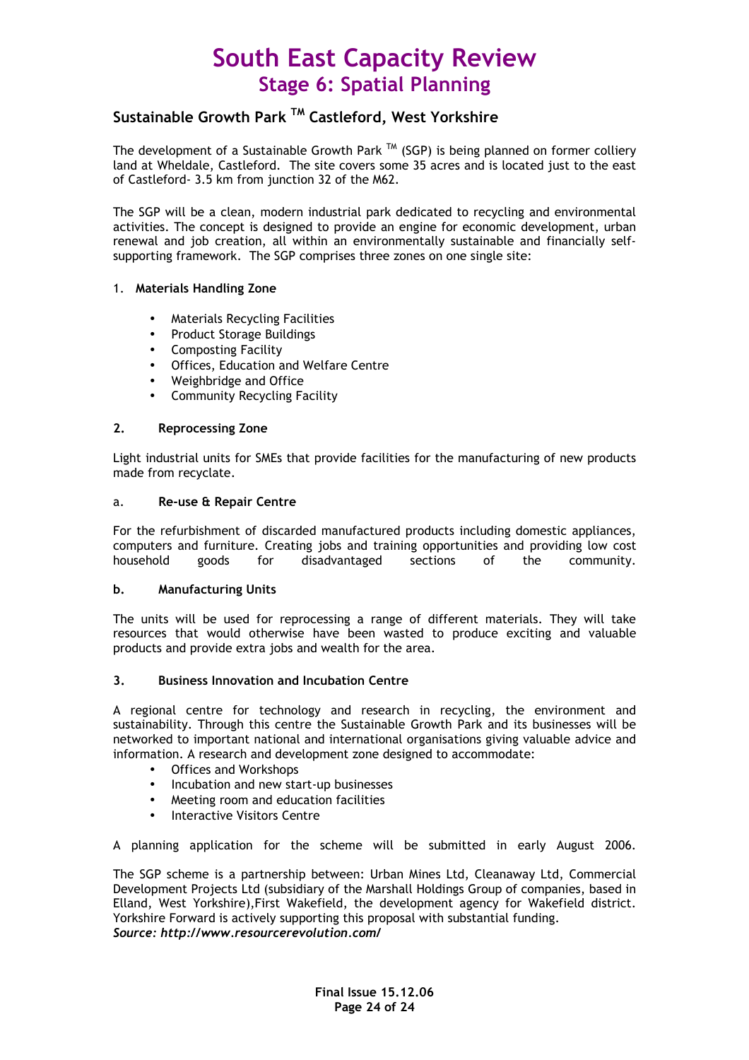## Sustainable Growth Park ™ Castleford, West Yorkshire

The development of a Sustainable Growth Park ™ (SGP) is being planned on former colliery land at Wheldale, Castleford. The site covers some 35 acres and is located just to the east of Castleford- 3.5 km from junction 32 of the M62.

The SGP will be a clean, modern industrial park dedicated to recycling and environmental activities. The concept is designed to provide an engine for economic development, urban renewal and job creation, all within an environmentally sustainable and financially self-supporting framework. The SGP comprises three zones on one single site:

### 1. Materials Handling Zone

- Materials Recycling Facilities
- Product Storage Buildings
- Composting Facility
- Offices, Education and Welfare Centre
- Weighbridge and Office
- Community Recycling Facility

### 2. Reprocessing Zone

Light industrial units for SMEs that provide facilities for the manufacturing of new products made from recyclate.

#### a. Re-use & Repair Centre

For the refurbishment of discarded manufactured products including domestic appliances, computers and furniture. Creating jobs and training opportunities and providing low cost household goods for disadvantaged sections of the community.

#### b. Manufacturing Units

The units will be used for reprocessing a range of different materials. They will take resources that would otherwise have been wasted to produce exciting and valuable products and provide extra jobs and wealth for the area.

### 3. Business Innovation and Incubation Centre

A regional centre for technology and research in recycling, the environment and sustainability. Through this centre the Sustainable Growth Park and its businesses will be networked to important national and international organisations giving valuable advice and information. A research and development zone designed to accommodate:

- Offices and Workshops
- Incubation and new start-up businesses
- Meeting room and education facilities
- Interactive Visitors Centre

A planning application for the scheme will be submitted in early August 2006.

The SGP scheme is a partnership between: Urban Mines Ltd, Cleanaway Ltd, Commercial Development Projects Ltd (subsidiary of the Marshall Holdings Group of companies, based in Elland, West Yorkshire),First Wakefield, the development agency for Wakefield district. Yorkshire Forward is actively supporting this proposal with substantial funding.

***Source: http://www.resourcerevolution.com/***